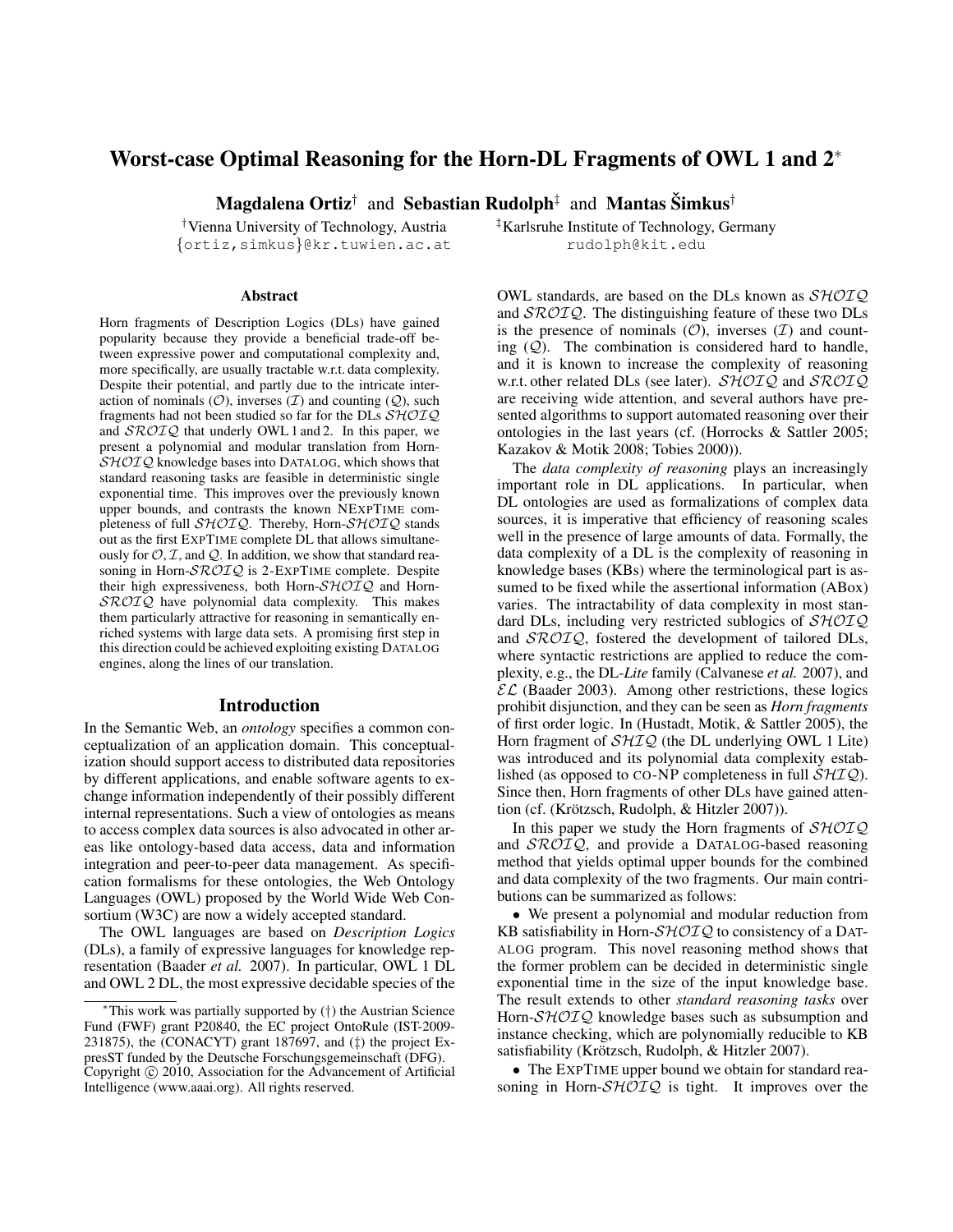# Worst-case Optimal Reasoning for the Horn-DL Fragments of OWL 1 and 2*

**Magdalena Ortiz**[†] and **Sebastian Rudolph**[‡] and **Mantas Šimkus**[†]

[†]Vienna University of Technology, Austria
{ortiz,simkus}@kr.tuwien.ac.at

[‡]Karlsruhe Institute of Technology, Germany
rudolph@kit.edu

## Abstract

Horn fragments of Description Logics (DLs) have gained popularity because they provide a beneficial trade-off between expressive power and computational complexity and, more specifically, are usually tractable w.r.t. data complexity. Despite their potential, and partly due to the intricate interaction of nominals ($\mathcal{O}$), inverses ($\mathcal{I}$) and counting ($\mathcal{Q}$), such fragments had not been studied so far for the DLs $\mathcal{SHOIQ}$ and $\mathcal{SROIQ}$ that underly OWL 1 and 2. In this paper, we present a polynomial and modular translation from Horn-$\mathcal{SHOIQ}$ knowledge bases into DATALOG, which shows that standard reasoning tasks are feasible in deterministic single exponential time. This improves over the previously known upper bounds, and contrasts the known NEXPTIME completeness of full $\mathcal{SHOIQ}$. Thereby, Horn-$\mathcal{SHOIQ}$ stands out as the first EXPTIME complete DL that allows simultaneously for $\mathcal{O}, \mathcal{I}$, and $\mathcal{Q}$. In addition, we show that standard reasoning in Horn-$\mathcal{SROIQ}$ is 2-EXPTIME complete. Despite their high expressiveness, both Horn-$\mathcal{SHOIQ}$ and Horn-$\mathcal{SROIQ}$ have polynomial data complexity. This makes them particularly attractive for reasoning in semantically enriched systems with large data sets. A promising first step in this direction could be achieved exploiting existing DATALOG engines, along the lines of our translation.

## Introduction

In the Semantic Web, an *ontology* specifies a common conceptualization of an application domain. This conceptualization should support access to distributed data repositories by different applications, and enable software agents to exchange information independently of their possibly different internal representations. Such a view of ontologies as means to access complex data sources is also advocated in other areas like ontology-based data access, data and information integration and peer-to-peer data management. As specification formalisms for these ontologies, the Web Ontology Languages (OWL) proposed by the World Wide Web Consortium (W3C) are now a widely accepted standard.

The OWL languages are based on *Description Logics* (DLs), a family of expressive languages for knowledge representation (Baader *et al.* 2007). In particular, OWL 1 DL and OWL 2 DL, the most expressive decidable species of the OWL standards, are based on the DLs known as $\mathcal{SHOIQ}$ and $\mathcal{SROIQ}$. The distinguishing feature of these two DLs is the presence of nominals ($\mathcal{O}$), inverses ($\mathcal{I}$) and counting ($\mathcal{Q}$). The combination is considered hard to handle, and it is known to increase the complexity of reasoning w.r.t. other related DLs (see later). $\mathcal{SHOIQ}$ and $\mathcal{SROIQ}$ are receiving wide attention, and several authors have presented algorithms to support automated reasoning over their ontologies in the last years (cf. (Horrocks & Sattler 2005; Kazakov & Motik 2008; Tobies 2000)).

The *data complexity of reasoning* plays an increasingly important role in DL applications. In particular, when DL ontologies are used as formalizations of complex data sources, it is imperative that efficiency of reasoning scales well in the presence of large amounts of data. Formally, the data complexity of a DL is the complexity of reasoning in knowledge bases (KBs) where the terminological part is assumed to be fixed while the assertional information (ABox) varies. The intractability of data complexity in most standard DLs, including very restricted sublogics of $\mathcal{SHOIQ}$ and $\mathcal{SROIQ}$, fostered the development of tailored DLs, where syntactic restrictions are applied to reduce the complexity, e.g., the DL-*Lite* family (Calvanese *et al.* 2007), and $\mathcal{EL}$ (Baader 2003). Among other restrictions, these logics prohibit disjunction, and they can be seen as *Horn fragments* of first order logic. In (Hustadt, Motik, & Sattler 2005), the Horn fragment of $\mathcal{SHIQ}$ (the DL underlying OWL 1 Lite) was introduced and its polynomial data complexity established (as opposed to CO-NP completeness in full $\mathcal{SHIQ}$). Since then, Horn fragments of other DLs have gained attention (cf. (Krötzsch, Rudolph, & Hitzler 2007)).

In this paper we study the Horn fragments of $\mathcal{SHOIQ}$ and $\mathcal{SROIQ}$, and provide a DATALOG-based reasoning method that yields optimal upper bounds for the combined and data complexity of the two fragments. Our main contributions can be summarized as follows:

- We present a polynomial and modular reduction from KB satisfiability in Horn-$\mathcal{SHOIQ}$ to consistency of a DATALOG program. This novel reasoning method shows that the former problem can be decided in deterministic single exponential time in the size of the input knowledge base. The result extends to other *standard reasoning tasks* over Horn-$\mathcal{SHOIQ}$ knowledge bases such as subsumption and instance checking, which are polynomially reducible to KB satisfiability (Krötzsch, Rudolph, & Hitzler 2007).
- The EXPTIME upper bound we obtain for standard reasoning in Horn-$\mathcal{SHOIQ}$ is tight. It improves over the

*This work was partially supported by (†) the Austrian Science Fund (FWF) grant P20840, the EC project OntoRule (IST-2009-231875), the (CONACYT) grant 187697, and (‡) the project ExpresST funded by the Deutsche Forschungsgemeinschaft (DFG).
Copyright © 2010, Association for the Advancement of Artificial Intelligence (www.aaai.org). All rights reserved.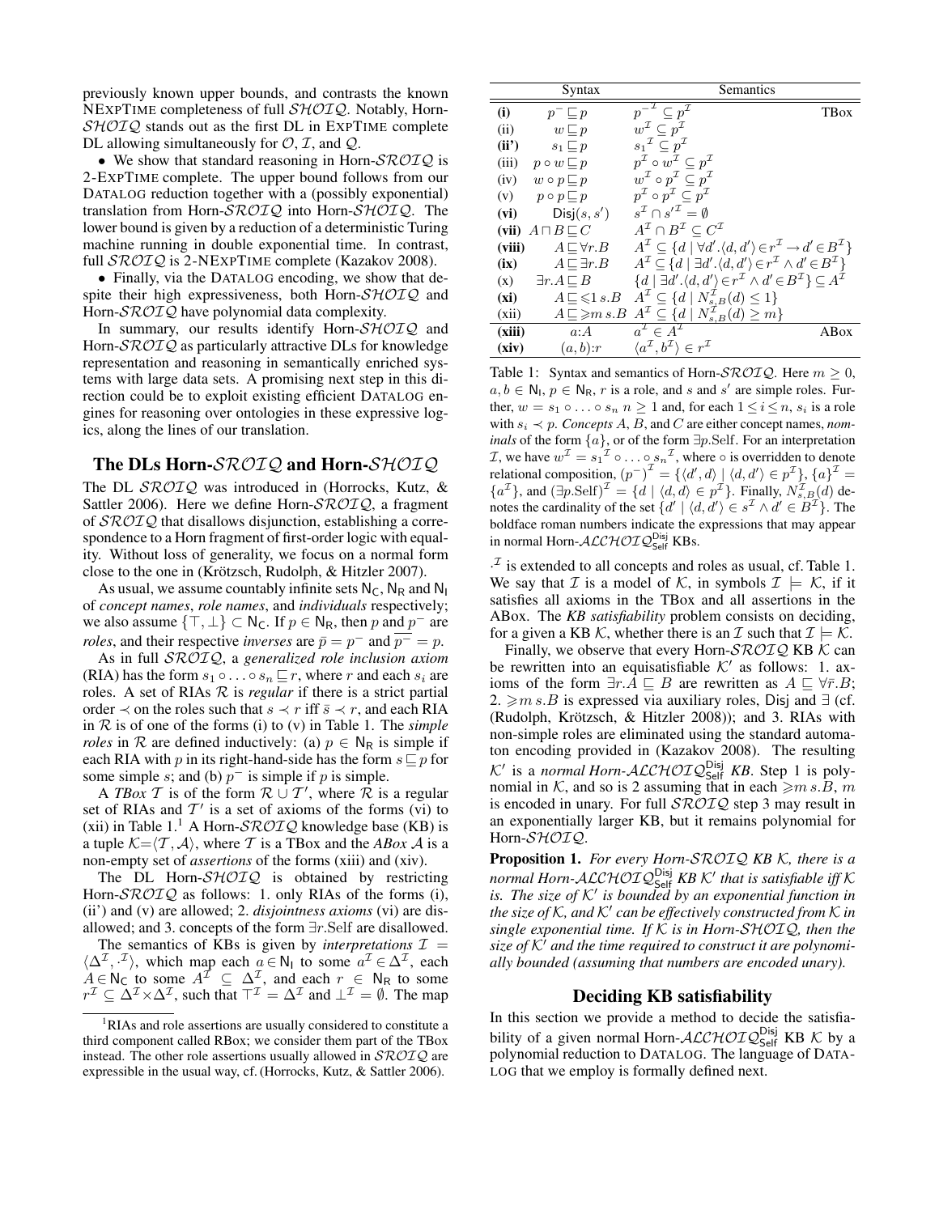previously known upper bounds, and contrasts the known NEXPTIME completeness of full $\mathcal{SHOIQ}$. Notably, Horn-$\mathcal{SHOIQ}$ stands out as the first DL in EXPTIME complete DL allowing simultaneously for $\mathcal{O}$, $\mathcal{I}$, and $\mathcal{Q}$.

• We show that standard reasoning in Horn-$\mathcal{SROIQ}$ is 2-EXPTIME complete. The upper bound follows from our DATALOG reduction together with a (possibly exponential) translation from Horn-$\mathcal{SROIQ}$ into Horn-$\mathcal{SHOIQ}$. The lower bound is given by a reduction of a deterministic Turing machine running in double exponential time. In contrast, full $\mathcal{SROIQ}$ is 2-NEXPTIME complete (Kazakov 2008).

• Finally, via the DATALOG encoding, we show that despite their high expressiveness, both Horn-$\mathcal{SHOIQ}$ and Horn-$\mathcal{SROIQ}$ have polynomial data complexity.

In summary, our results identify Horn-$\mathcal{SHOIQ}$ and Horn-$\mathcal{SROIQ}$ as particularly attractive DLs for knowledge representation and reasoning in semantically enriched systems with large data sets. A promising next step in this direction could be to exploit existing efficient DATALOG engines for reasoning over ontologies in these expressive logics, along the lines of our translation.

## The DLs Horn-$\mathcal{SROIQ}$ and Horn-$\mathcal{SHOIQ}$

The DL $\mathcal{SROIQ}$ was introduced in (Horrocks, Kutz, & Sattler 2006). Here we define Horn-$\mathcal{SROIQ}$, a fragment of $\mathcal{SROIQ}$ that disallows disjunction, establishing a correspondence to a Horn fragment of first-order logic with equality. Without loss of generality, we focus on a normal form close to the one in (Krötzsch, Rudolph, & Hitzler 2007).

As usual, we assume countably infinite sets $\mathsf{N_C}$, $\mathsf{N_R}$ and $\mathsf{N_I}$ of *concept names*, *role names*, and *individuals* respectively; we also assume $\{\top, \bot\} \subset \mathsf{N_C}$. If $p \in \mathsf{N_R}$, then $p$ and $p^-$ are *roles*, and their respective *inverses* are $\bar{p} = p^-$ and $\overline{p^-} = p$.

As in full $\mathcal{SROIQ}$, a *generalized role inclusion axiom* (RIA) has the form $s_1 \circ \ldots \circ s_n \sqsubseteq r$, where $r$ and each $s_i$ are roles. A set of RIAs $\mathcal{R}$ is *regular* if there is a strict partial order $\prec$ on the roles such that $s \prec r$ iff $\bar{s} \prec r$, and each RIA in $\mathcal{R}$ is of one of the forms (i) to (v) in Table 1. The *simple roles* in $\mathcal{R}$ are defined inductively: (a) $p \in \mathsf{N_R}$ is simple if each RIA with $p$ in its right-hand-side has the form $s \sqsubseteq p$ for some simple $s$; and (b) $p^-$ is simple if $p$ is simple.

A *TBox* $\mathcal{T}$ is of the form $\mathcal{R} \cup \mathcal{T}'$, where $\mathcal{R}$ is a regular set of RIAs and $\mathcal{T}'$ is a set of axioms of the forms (vi) to (xii) in Table 1.[1] A Horn-$\mathcal{SROIQ}$ knowledge base (KB) is a tuple $\mathcal{K} = \langle \mathcal{T}, \mathcal{A} \rangle$, where $\mathcal{T}$ is a TBox and the *ABox* $\mathcal{A}$ is a non-empty set of *assertions* of the forms (xiii) and (xiv).

The DL Horn-$\mathcal{SHOIQ}$ is obtained by restricting Horn-$\mathcal{SROIQ}$ as follows: 1. only RIAs of the forms (i), (ii') and (v) are allowed; 2. *disjointness axioms* (vi) are disallowed; and 3. concepts of the form $\exists r.\mathrm{Self}$ are disallowed.

The semantics of KBs is given by *interpretations* $\mathcal{I} = \langle \Delta^\mathcal{I}, \cdot^\mathcal{I} \rangle$, which map each $a \in \mathsf{N_I}$ to some $a^\mathcal{I} \in \Delta^\mathcal{I}$, each $A \in \mathsf{N_C}$ to some $A^\mathcal{I} \subseteq \Delta^\mathcal{I}$, and each $r \in \mathsf{N_R}$ to some $r^\mathcal{I} \subseteq \Delta^\mathcal{I} \times \Delta^\mathcal{I}$, such that $\top^\mathcal{I} = \Delta^\mathcal{I}$ and $\bot^\mathcal{I} = \emptyset$. The map $\cdot^\mathcal{I}$ is extended to all concepts and roles as usual, cf. Table 1. We say that $\mathcal{I}$ is a model of $\mathcal{K}$, in symbols $\mathcal{I} \models \mathcal{K}$, if it satisfies all axioms in the TBox and all assertions in the ABox. The *KB satisfiability* problem consists on deciding, for a given a KB $\mathcal{K}$, whether there is an $\mathcal{I}$ such that $\mathcal{I} \models \mathcal{K}$.

[1] RIAs and role assertions are usually considered to constitute a third component called RBox; we consider them part of the TBox instead. The other role assertions usually allowed in $\mathcal{SROIQ}$ are expressible in the usual way, cf. (Horrocks, Kutz, & Sattler 2006).

| | Syntax | Semantics | |
|---|---|---|---|
| **(i)** | $p^- \sqsubseteq p$ | $p^{-\mathcal{I}} \subseteq p^\mathcal{I}$ | TBox |
| (ii) | $w \sqsubseteq p$ | $w^\mathcal{I} \subseteq p^\mathcal{I}$ | |
| **(ii')** | $s_1 \sqsubseteq p$ | $s_1{}^\mathcal{I} \subseteq p^\mathcal{I}$ | |
| (iii) | $p \circ w \sqsubseteq p$ | $p^\mathcal{I} \circ w^\mathcal{I} \subseteq p^\mathcal{I}$ | |
| (iv) | $w \circ p \sqsubseteq p$ | $w^\mathcal{I} \circ p^\mathcal{I} \subseteq p^\mathcal{I}$ | |
| (v) | $p \circ p \sqsubseteq p$ | $p^\mathcal{I} \circ p^\mathcal{I} \subseteq p^\mathcal{I}$ | |
| **(vi)** | $\mathsf{Disj}(s, s')$ | $s^\mathcal{I} \cap s'^\mathcal{I} = \emptyset$ | |
| **(vii)** | $A \sqcap B \sqsubseteq C$ | $A^\mathcal{I} \cap B^\mathcal{I} \subseteq C^\mathcal{I}$ | |
| **(viii)** | $A \sqsubseteq \forall r.B$ | $A^\mathcal{I} \subseteq \{d \mid \forall d'.\langle d, d'\rangle \in r^\mathcal{I} \rightarrow d' \in B^\mathcal{I}\}$ | |
| **(ix)** | $A \sqsubseteq \exists r.B$ | $A^\mathcal{I} \subseteq \{d \mid \exists d'.\langle d, d'\rangle \in r^\mathcal{I} \wedge d' \in B^\mathcal{I}\}$ | |
| (x) | $\exists r.A \sqsubseteq B$ | $\{d \mid \exists d'.\langle d, d'\rangle \in r^\mathcal{I} \wedge d' \in B^\mathcal{I}\} \subseteq A^\mathcal{I}$ | |
| **(xi)** | $A \sqsubseteq \leqslant 1\, s.B$ | $A^\mathcal{I} \subseteq \{d \mid N^\mathcal{I}_{s,B}(d) \leq 1\}$ | |
| (xii) | $A \sqsubseteq \geqslant m\, s.B$ | $A^\mathcal{I} \subseteq \{d \mid N^\mathcal{I}_{s,B}(d) \geq m\}$ | |
| **(xiii)** | $a{:}A$ | $a^\mathcal{I} \in A^\mathcal{I}$ | ABox |
| **(xiv)** | $(a, b){:}r$ | $\langle a^\mathcal{I}, b^\mathcal{I}\rangle \in r^\mathcal{I}$ | |

Table 1: Syntax and semantics of Horn-$\mathcal{SROIQ}$. Here $m \geq 0$, $a, b \in \mathsf{N_I}$, $p \in \mathsf{N_R}$, $r$ is a role, and $s$ and $s'$ are simple roles. Further, $w = s_1 \circ \ldots \circ s_n$ $n \geq 1$ and, for each $1 \leq i \leq n$, $s_i$ is a role with $s_i \prec p$. *Concepts* $A$, $B$, and $C$ are either concept names, *nominals* of the form $\{a\}$, or of the form $\exists p.\mathrm{Self}$. For an interpretation $\mathcal{I}$, we have $w^\mathcal{I} = s_1{}^\mathcal{I} \circ \ldots \circ s_n{}^\mathcal{I}$, where $\circ$ is overridden to denote relational composition, $(p^-)^\mathcal{I} = \{\langle d', d\rangle \mid \langle d, d'\rangle \in p^\mathcal{I}\}$, $\{a\}^\mathcal{I} = \{a^\mathcal{I}\}$, and $(\exists p.\mathrm{Self})^\mathcal{I} = \{d \mid \langle d, d\rangle \in p^\mathcal{I}\}$. Finally, $N^\mathcal{I}_{s,B}(d)$ denotes the cardinality of the set $\{d' \mid \langle d, d'\rangle \in s^\mathcal{I} \wedge d' \in B^\mathcal{I}\}$. The boldface roman numbers indicate the expressions that may appear in normal Horn-$\mathcal{ALCHOIQ}^{\mathsf{Disj}}_{\mathsf{Self}}$ KBs.

Finally, we observe that every Horn-$\mathcal{SROIQ}$ KB $\mathcal{K}$ can be rewritten into an equisatisfiable $\mathcal{K}'$ as follows: 1. axioms of the form $\exists r.A \sqsubseteq B$ are rewritten as $A \sqsubseteq \forall \bar{r}.B$; 2. $\geqslant m\, s.B$ is expressed via auxiliary roles, Disj and $\exists$ (cf. (Rudolph, Krötzsch, & Hitzler 2008)); and 3. RIAs with non-simple roles are eliminated using the standard automaton encoding provided in (Kazakov 2008). The resulting $\mathcal{K}'$ is a *normal Horn-$\mathcal{ALCHOIQ}^{\mathsf{Disj}}_{\mathsf{Self}}$ KB*. Step 1 is polynomial in $\mathcal{K}$, and so is 2 assuming that in each $\geqslant m\, s.B$, $m$ is encoded in unary. For full $\mathcal{SROIQ}$ step 3 may result in an exponentially larger KB, but it remains polynomial for Horn-$\mathcal{SHOIQ}$.

**Proposition 1.** *For every Horn-$\mathcal{SROIQ}$ KB $\mathcal{K}$, there is a normal Horn-$\mathcal{ALCHOIQ}^{\mathsf{Disj}}_{\mathsf{Self}}$ KB $\mathcal{K}'$ that is satisfiable iff $\mathcal{K}$ is. The size of $\mathcal{K}'$ is bounded by an exponential function in the size of $\mathcal{K}$, and $\mathcal{K}'$ can be effectively constructed from $\mathcal{K}$ in single exponential time. If $\mathcal{K}$ is in Horn-$\mathcal{SHOIQ}$, then the size of $\mathcal{K}'$ and the time required to construct it are polynomially bounded (assuming that numbers are encoded unary).*

## Deciding KB satisfiability

In this section we provide a method to decide the satisfiability of a given normal Horn-$\mathcal{ALCHOIQ}^{\mathsf{Disj}}_{\mathsf{Self}}$ KB $\mathcal{K}$ by a polynomial reduction to DATALOG. The language of DATALOG that we employ is formally defined next.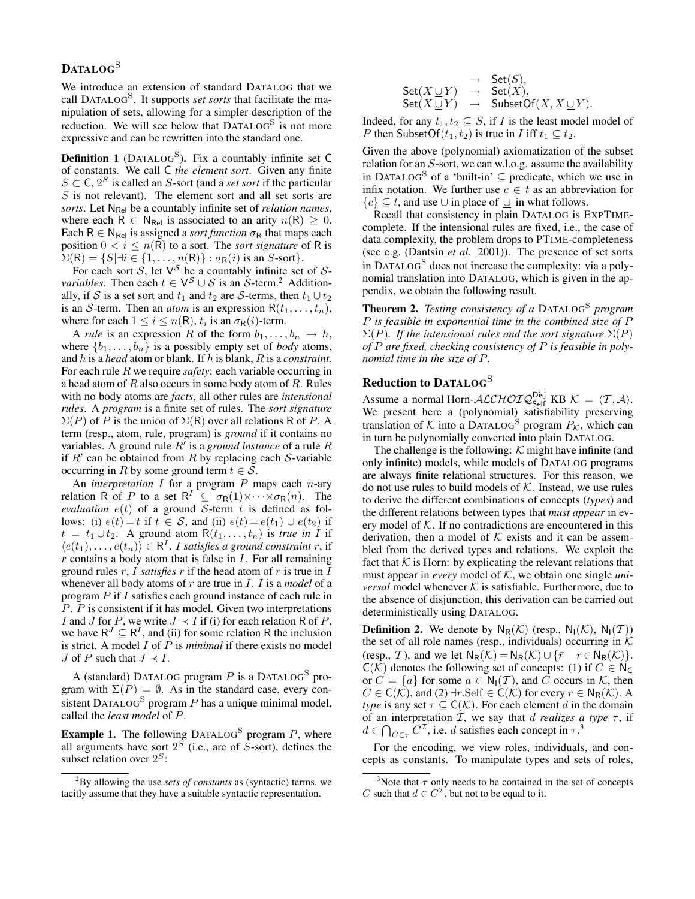## DATALOG$^{\text{S}}$

We introduce an extension of standard DATALOG that we call DATALOG$^{\text{S}}$. It supports *set sorts* that facilitate the manipulation of sets, allowing for a simpler description of the reduction. We will see below that DATALOG$^{\text{S}}$ is not more expressive and can be rewritten into the standard one.

**Definition 1** (DATALOG$^{\text{S}}$)**.** Fix a countably infinite set $\mathsf{C}$ of constants. We call $\mathsf{C}$ *the element sort*. Given any finite $S \subset \mathsf{C}$, $2^S$ is called an $S$-sort (and a *set sort* if the particular $S$ is not relevant). The element sort and all set sorts are *sorts*. Let $\mathsf{N_{Rel}}$ be a countably infinite set of *relation names*, where each $\mathsf{R} \in \mathsf{N_{Rel}}$ is associated to an arity $n(\mathsf{R}) \geq 0$. Each $\mathsf{R} \in \mathsf{N_{Rel}}$ is assigned a *sort function* $\sigma_{\mathsf{R}}$ that maps each position $0 < i \leq n(\mathsf{R})$ to a sort. The *sort signature* of $\mathsf{R}$ is $\Sigma(\mathsf{R}) = \{S | \exists i \in \{1, \ldots, n(\mathsf{R})\} : \sigma_{\mathsf{R}}(i) \text{ is an } S\text{-sort}\}$.

For each sort $\mathcal{S}$, let $\mathsf{V}^{\mathcal{S}}$ be a countably infinite set of $\mathcal{S}$-*variables*. Then each $t \in \mathsf{V}^{\mathcal{S}} \cup \mathcal{S}$ is an $\mathcal{S}$-term.[2] Additionally, if $\mathcal{S}$ is a set sort and $t_1$ and $t_2$ are $\mathcal{S}$-terms, then $t_1 \mathbin{\underline{\cup}} t_2$ is an $\mathcal{S}$-term. Then an *atom* is an expression $\mathsf{R}(t_1, \ldots, t_n)$, where for each $1 \leq i \leq n(\mathsf{R})$, $t_i$ is an $\sigma_{\mathsf{R}}(i)$-term.

A *rule* is an expression $R$ of the form $b_1, \ldots, b_n \rightarrow h$, where $\{b_1, \ldots, b_n\}$ is a possibly empty set of *body* atoms, and $h$ is a *head* atom or blank. If $h$ is blank, $R$ is a *constraint*. For each rule $R$ we require *safety*: each variable occurring in a head atom of $R$ also occurs in some body atom of $R$. Rules with no body atoms are *facts*, all other rules are *intensional rules*. A *program* is a finite set of rules. The *sort signature* $\Sigma(P)$ of $P$ is the union of $\Sigma(\mathsf{R})$ over all relations $\mathsf{R}$ of $P$. A term (resp., atom, rule, program) is *ground* if it contains no variables. A ground rule $R'$ is a *ground instance* of a rule $R$ if $R'$ can be obtained from $R$ by replacing each $\mathcal{S}$-variable occurring in $R$ by some ground term $t \in \mathcal{S}$.

An *interpretation* $I$ for a program $P$ maps each $n$-ary relation $\mathsf{R}$ of $P$ to a set $\mathsf{R}^I \subseteq \sigma_{\mathsf{R}}(1) \times \cdots \times \sigma_{\mathsf{R}}(n)$. The *evaluation* $e(t)$ of a ground $\mathcal{S}$-term $t$ is defined as follows: (i) $e(t) = t$ if $t \in \mathcal{S}$, and (ii) $e(t) = e(t_1) \cup e(t_2)$ if $t = t_1 \mathbin{\underline{\cup}} t_2$. A ground atom $\mathsf{R}(t_1, \ldots, t_n)$ is *true in* $I$ if $\langle e(t_1), \ldots, e(t_n)\rangle \in \mathsf{R}^I$. *$I$ satisfies a ground constraint* $r$, if $r$ contains a body atom that is false in $I$. For all remaining ground rules $r$, $I$ *satisfies* $r$ if the head atom of $r$ is true in $I$ whenever all body atoms of $r$ are true in $I$. $I$ is a *model* of a program $P$ if $I$ satisfies each ground instance of each rule in $P$. $P$ is consistent if it has model. Given two interpretations $I$ and $J$ for $P$, we write $J \prec I$ if (i) for each relation $\mathsf{R}$ of $P$, we have $\mathsf{R}^J \subseteq \mathsf{R}^I$, and (ii) for some relation $\mathsf{R}$ the inclusion is strict. A model $I$ of $P$ is *minimal* if there exists no model $J$ of $P$ such that $J \prec I$.

A (standard) DATALOG program $P$ is a DATALOG$^{\text{S}}$ program with $\Sigma(P) = \emptyset$. As in the standard case, every consistent DATALOG$^{\text{S}}$ program $P$ has a unique minimal model, called the *least model* of $P$.

**Example 1.** The following DATALOG$^{\text{S}}$ program $P$, where all arguments have sort $2^S$ (i.e., are of $S$-sort), defines the subset relation over $2^S$:

$$
\begin{aligned}
&\rightarrow \mathsf{Set}(S),\\
\mathsf{Set}(X \mathbin{\underline{\cup}} Y) &\rightarrow \mathsf{Set}(X),\\
\mathsf{Set}(X \mathbin{\underline{\cup}} Y) &\rightarrow \mathsf{SubsetOf}(X, X \mathbin{\underline{\cup}} Y).
\end{aligned}
$$

Indeed, for any $t_1, t_2 \subseteq S$, if $I$ is the least model model of $P$ then $\mathsf{SubsetOf}(t_1, t_2)$ is true in $I$ iff $t_1 \subseteq t_2$.

Given the above (polynomial) axiomatization of the subset relation for an $S$-sort, we can w.l.o.g. assume the availability in DATALOG$^{\text{S}}$ of a 'built-in' $\subseteq$ predicate, which we use in infix notation. We further use $c \in t$ as an abbreviation for $\{c\} \subseteq t$, and use $\cup$ in place of $\mathbin{\underline{\cup}}$ in what follows.

Recall that consistency in plain DATALOG is EXPTIME-complete. If the intensional rules are fixed, i.e., the case of data complexity, the problem drops to PTIME-completeness (see e.g. (Dantsin *et al.* 2001)). The presence of set sorts in DATALOG$^{\text{S}}$ does not increase the complexity: via a polynomial translation into DATALOG, which is given in the appendix, we obtain the following result.

**Theorem 2.** *Testing consistency of a* DATALOG$^{\text{S}}$ *program $P$ is feasible in exponential time in the combined size of $P$ $\Sigma(P)$. If the intensional rules and the sort signature $\Sigma(P)$ of $P$ are fixed, checking consistency of $P$ is feasible in polynomial time in the size of $P$.*

## Reduction to DATALOG$^{\text{S}}$

Assume a normal Horn-$\mathcal{ALCHOIQ}^{\mathsf{Disj}}_{\mathsf{Self}}$ KB $\mathcal{K} = \langle \mathcal{T}, \mathcal{A} \rangle$. We present here a (polynomial) satisfiability preserving translation of $\mathcal{K}$ into a DATALOG$^{\text{S}}$ program $P_{\mathcal{K}}$, which can in turn be polynomially converted into plain DATALOG.

The challenge is the following: $\mathcal{K}$ might have infinite (and only infinite) models, while models of DATALOG programs are always finite relational structures. For this reason, we do not use rules to build models of $\mathcal{K}$. Instead, we use rules to derive the different combinations of concepts (*types*) and the different relations between types that *must appear* in every model of $\mathcal{K}$. If no contradictions are encountered in this derivation, then a model of $\mathcal{K}$ exists and it can be assembled from the derived types and relations. We exploit the fact that $\mathcal{K}$ is Horn: by explicating the relevant relations that must appear in *every* model of $\mathcal{K}$, we obtain one single *universal* model whenever $\mathcal{K}$ is satisfiable. Furthermore, due to the absence of disjunction, this derivation can be carried out deterministically using DATALOG.

**Definition 2.** We denote by $\mathsf{N_R}(\mathcal{K})$ (resp., $\mathsf{N_I}(\mathcal{K})$, $\mathsf{N_I}(\mathcal{T})$) the set of all role names (resp., individuals) occurring in $\mathcal{K}$ (resp., $\mathcal{T}$), and we let $\overline{\mathsf{N_R}}(\mathcal{K}) = \mathsf{N_R}(\mathcal{K}) \cup \{\bar{r} \mid r \in \mathsf{N_R}(\mathcal{K})\}$. $\mathsf{C}(\mathcal{K})$ denotes the following set of concepts: (1) if $C \in \mathsf{N_C}$ or $C = \{a\}$ for some $a \in \mathsf{N_I}(\mathcal{T})$, and $C$ occurs in $\mathcal{K}$, then $C \in \mathsf{C}(\mathcal{K})$, and (2) $\exists r.\mathrm{Self} \in \mathsf{C}(\mathcal{K})$ for every $r \in \mathsf{N_R}(\mathcal{K})$. A *type* is any set $\tau \subseteq \mathsf{C}(\mathcal{K})$. For each element $d$ in the domain of an interpretation $\mathcal{I}$, we say that $d$ *realizes a type* $\tau$, if $d \in \bigcap_{C \in \tau} C^{\mathcal{I}}$, i.e. $d$ satisfies each concept in $\tau$.[3]

For the encoding, we view roles, individuals, and concepts as constants. To manipulate types and sets of roles,

---

[2] By allowing the use *sets of constants* as (syntactic) terms, we tacitly assume that they have a suitable syntactic representation.

[3] Note that $\tau$ only needs to be contained in the set of concepts $C$ such that $d \in C^{\mathcal{I}}$, but not to be equal to it.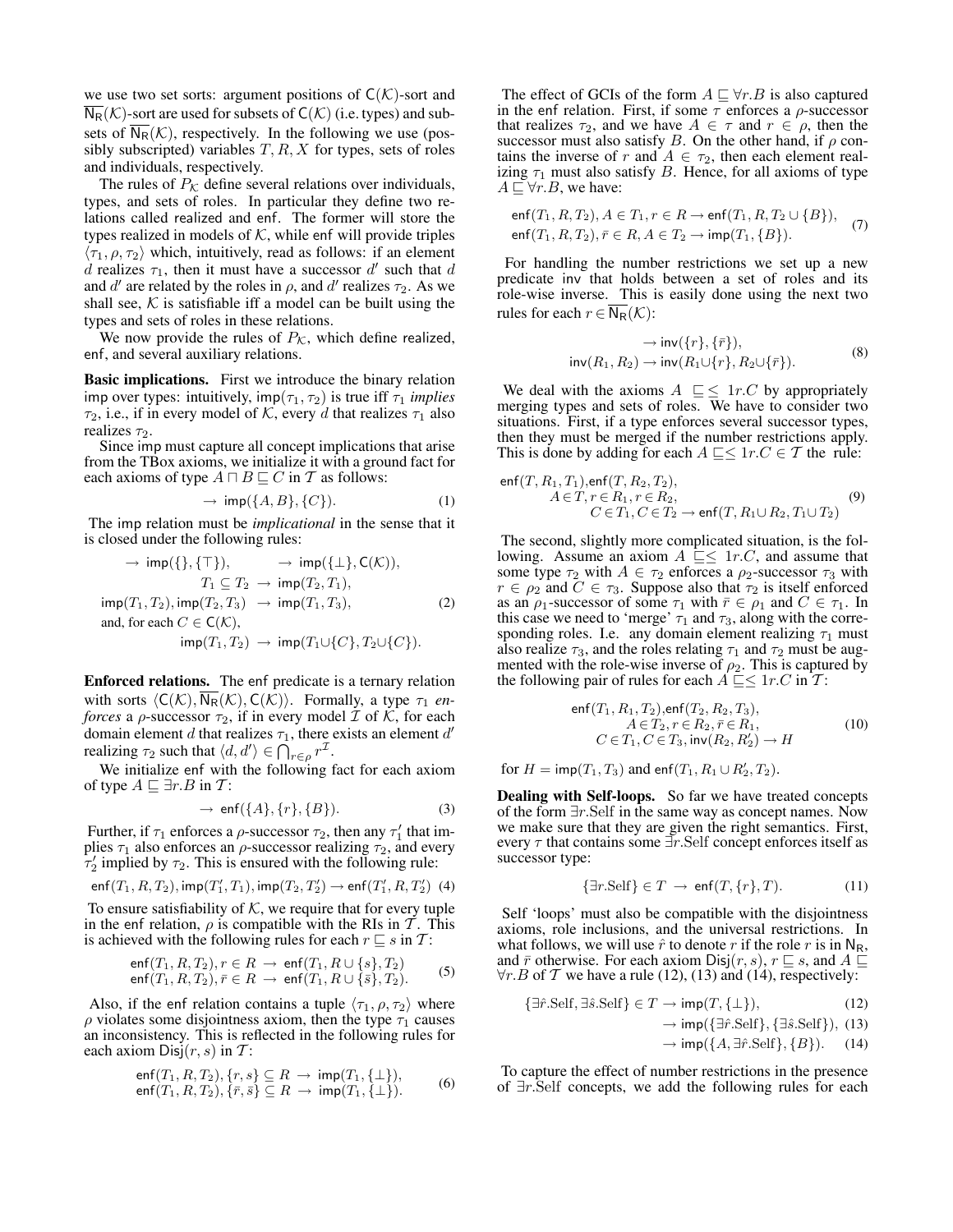we use two set sorts: argument positions of $\mathsf{C}(\mathcal{K})$-sort and $\overline{\mathsf{N_R}}(\mathcal{K})$-sort are used for subsets of $\mathsf{C}(\mathcal{K})$ (i.e. types) and subsets of $\overline{\mathsf{N_R}}(\mathcal{K})$, respectively. In the following we use (possibly subscripted) variables $T, R, X$ for types, sets of roles and individuals, respectively.

The rules of $P_\mathcal{K}$ define several relations over individuals, types, and sets of roles. In particular they define two relations called $\mathsf{realized}$ and $\mathsf{enf}$. The former will store the types realized in models of $\mathcal{K}$, while $\mathsf{enf}$ will provide triples $\langle \tau_1, \rho, \tau_2 \rangle$ which, intuitively, read as follows: if an element $d$ realizes $\tau_1$, then it must have a successor $d'$ such that $d$ and $d'$ are related by the roles in $\rho$, and $d'$ realizes $\tau_2$. As we shall see, $\mathcal{K}$ is satisfiable iff a model can be built using the types and sets of roles in these relations.

We now provide the rules of $P_\mathcal{K}$, which define $\mathsf{realized}$, $\mathsf{enf}$, and several auxiliary relations.

**Basic implications.** First we introduce the binary relation $\mathsf{imp}$ over types: intuitively, $\mathsf{imp}(\tau_1, \tau_2)$ is true iff $\tau_1$ *implies* $\tau_2$, i.e., if in every model of $\mathcal{K}$, every $d$ that realizes $\tau_1$ also realizes $\tau_2$.

Since $\mathsf{imp}$ must capture all concept implications that arise from the TBox axioms, we initialize it with a ground fact for each axioms of type $A \sqcap B \sqsubseteq C$ in $\mathcal{T}$ as follows:

$$\rightarrow \mathsf{imp}(\{A, B\}, \{C\}). \tag{1}$$

The $\mathsf{imp}$ relation must be *implicational* in the sense that it is closed under the following rules:

$$\begin{aligned}
&\rightarrow \mathsf{imp}(\{\}, \{\top\}), \qquad \rightarrow \mathsf{imp}(\{\bot\}, \mathsf{C}(\mathcal{K})),\\
&T_1 \subseteq T_2 \;\rightarrow\; \mathsf{imp}(T_2, T_1),\\
&\mathsf{imp}(T_1, T_2), \mathsf{imp}(T_2, T_3) \;\rightarrow\; \mathsf{imp}(T_1, T_3),\\
&\text{and, for each } C \in \mathsf{C}(\mathcal{K}),\\
&\mathsf{imp}(T_1, T_2) \;\rightarrow\; \mathsf{imp}(T_1 \cup \{C\}, T_2 \cup \{C\}).
\end{aligned} \tag{2}$$

**Enforced relations.** The $\mathsf{enf}$ predicate is a ternary relation with sorts $\langle \mathsf{C}(\mathcal{K}), \overline{\mathsf{N_R}}(\mathcal{K}), \mathsf{C}(\mathcal{K}) \rangle$. Formally, a type $\tau_1$ *enforces* a $\rho$-successor $\tau_2$, if in every model $\mathcal{I}$ of $\mathcal{K}$, for each domain element $d$ that realizes $\tau_1$, there exists an element $d'$ realizing $\tau_2$ such that $\langle d, d' \rangle \in \bigcap_{r \in \rho} r^\mathcal{I}$.

We initialize $\mathsf{enf}$ with the following fact for each axiom of type $A \sqsubseteq \exists r.B$ in $\mathcal{T}$:

$$\rightarrow \mathsf{enf}(\{A\}, \{r\}, \{B\}). \tag{3}$$

Further, if $\tau_1$ enforces a $\rho$-successor $\tau_2$, then any $\tau_1'$ that implies $\tau_1$ also enforces an $\rho$-successor realizing $\tau_2$, and every $\tau_2'$ implied by $\tau_2$. This is ensured with the following rule:

$$\mathsf{enf}(T_1, R, T_2), \mathsf{imp}(T_1', T_1), \mathsf{imp}(T_2, T_2') \rightarrow \mathsf{enf}(T_1', R, T_2') \tag{4}$$

To ensure satisfiability of $\mathcal{K}$, we require that for every tuple in the $\mathsf{enf}$ relation, $\rho$ is compatible with the RIs in $\mathcal{T}$. This is achieved with the following rules for each $r \sqsubseteq s$ in $\mathcal{T}$:

$$\begin{aligned}
\mathsf{enf}(T_1, R, T_2), r \in R \;&\rightarrow\; \mathsf{enf}(T_1, R \cup \{s\}, T_2)\\
\mathsf{enf}(T_1, R, T_2), \bar{r} \in R \;&\rightarrow\; \mathsf{enf}(T_1, R \cup \{\bar{s}\}, T_2).
\end{aligned} \tag{5}$$

Also, if the $\mathsf{enf}$ relation contains a tuple $\langle \tau_1, \rho, \tau_2 \rangle$ where $\rho$ violates some disjointness axiom, then the type $\tau_1$ causes an inconsistency. This is reflected in the following rules for each axiom $\mathsf{Disj}(r, s)$ in $\mathcal{T}$:

$$\begin{aligned}
\mathsf{enf}(T_1, R, T_2), \{r, s\} \subseteq R \;&\rightarrow\; \mathsf{imp}(T_1, \{\bot\}),\\
\mathsf{enf}(T_1, R, T_2), \{\bar{r}, \bar{s}\} \subseteq R \;&\rightarrow\; \mathsf{imp}(T_1, \{\bot\}).
\end{aligned} \tag{6}$$

The effect of GCIs of the form $A \sqsubseteq \forall r.B$ is also captured in the $\mathsf{enf}$ relation. First, if some $\tau$ enforces a $\rho$-successor that realizes $\tau_2$, and we have $A \in \tau$ and $r \in \rho$, then the successor must also satisfy $B$. On the other hand, if $\rho$ contains the inverse of $r$ and $A \in \tau_2$, then each element realizing $\tau_1$ must also satisfy $B$. Hence, for all axioms of type $A \sqsubseteq \forall r.B$, we have:

$$\begin{aligned}
&\mathsf{enf}(T_1, R, T_2), A \in T_1, r \in R \rightarrow \mathsf{enf}(T_1, R, T_2 \cup \{B\}),\\
&\mathsf{enf}(T_1, R, T_2), \bar{r} \in R, A \in T_2 \rightarrow \mathsf{imp}(T_1, \{B\}).
\end{aligned} \tag{7}$$

For handling the number restrictions we set up a new predicate $\mathsf{inv}$ that holds between a set of roles and its role-wise inverse. This is easily done using the next two rules for each $r \in \overline{\mathsf{N_R}}(\mathcal{K})$:

$$\begin{aligned}
&\rightarrow \mathsf{inv}(\{r\}, \{\bar{r}\}),\\
&\mathsf{inv}(R_1, R_2) \rightarrow \mathsf{inv}(R_1 \cup \{r\}, R_2 \cup \{\bar{r}\}).
\end{aligned} \tag{8}$$

We deal with the axioms $A \sqsubseteq \leq 1r.C$ by appropriately merging types and sets of roles. We have to consider two situations. First, if a type enforces several successor types, then they must be merged if the number restrictions apply. This is done by adding for each $A \sqsubseteq \leq 1r.C \in \mathcal{T}$ the rule:

$$\begin{aligned}
&\mathsf{enf}(T, R_1, T_1), \mathsf{enf}(T, R_2, T_2),\\
&\quad A \in T, r \in R_1, r \in R_2,\\
&\quad\quad C \in T_1, C \in T_2 \rightarrow \mathsf{enf}(T, R_1 \cup R_2, T_1 \cup T_2)
\end{aligned} \tag{9}$$

The second, slightly more complicated situation, is the following. Assume an axiom $A \sqsubseteq \leq 1r.C$, and assume that some type $\tau_2$ with $A \in \tau_2$ enforces a $\rho_2$-successor $\tau_3$ with $r \in \rho_2$ and $C \in \tau_3$. Suppose also that $\tau_2$ is itself enforced as an $\rho_1$-successor of some $\tau_1$ with $\bar{r} \in \rho_1$ and $C \in \tau_1$. In this case we need to 'merge' $\tau_1$ and $\tau_3$, along with the corresponding roles. I.e. any domain element realizing $\tau_1$ must also realize $\tau_3$, and the roles relating $\tau_1$ and $\tau_2$ must be augmented with the role-wise inverse of $\rho_2$. This is captured by the following pair of rules for each $A \sqsubseteq \leq 1r.C$ in $\mathcal{T}$:

$$\begin{aligned}
&\mathsf{enf}(T_1, R_1, T_2), \mathsf{enf}(T_2, R_2, T_3),\\
&\quad A \in T_2, r \in R_2, \bar{r} \in R_1,\\
&\quad C \in T_1, C \in T_3, \mathsf{inv}(R_2, R_2') \rightarrow H
\end{aligned} \tag{10}$$

for $H = \mathsf{imp}(T_1, T_3)$ and $\mathsf{enf}(T_1, R_1 \cup R_2', T_2)$.

**Dealing with Self-loops.** So far we have treated concepts of the form $\exists r.\mathrm{Self}$ in the same way as concept names. Now we make sure that they are given the right semantics. First, every $\tau$ that contains some $\exists r.\mathrm{Self}$ concept enforces itself as successor type:

$$\{\exists r.\mathrm{Self}\} \in T \;\rightarrow\; \mathsf{enf}(T, \{r\}, T). \tag{11}$$

Self 'loops' must also be compatible with the disjointness axioms, role inclusions, and the universal restrictions. In what follows, we will use $\hat{r}$ to denote $r$ if the role $r$ is in $\mathsf{N_R}$, and $\bar{r}$ otherwise. For each axiom $\mathsf{Disj}(r, s)$, $r \sqsubseteq s$, and $A \sqsubseteq \forall r.B$ of $\mathcal{T}$ we have a rule (12), (13) and (14), respectively:

$$\{\exists \hat{r}.\mathrm{Self}, \exists \hat{s}.\mathrm{Self}\} \in T \rightarrow \mathsf{imp}(T, \{\bot\}), \tag{12}$$

$$\rightarrow \mathsf{imp}(\{\exists \hat{r}.\mathrm{Self}\}, \{\exists \hat{s}.\mathrm{Self}\}), \tag{13}$$

$$\rightarrow \mathsf{imp}(\{A, \exists \hat{r}.\mathrm{Self}\}, \{B\}). \tag{14}$$

To capture the effect of number restrictions in the presence of $\exists r.\mathrm{Self}$ concepts, we add the following rules for each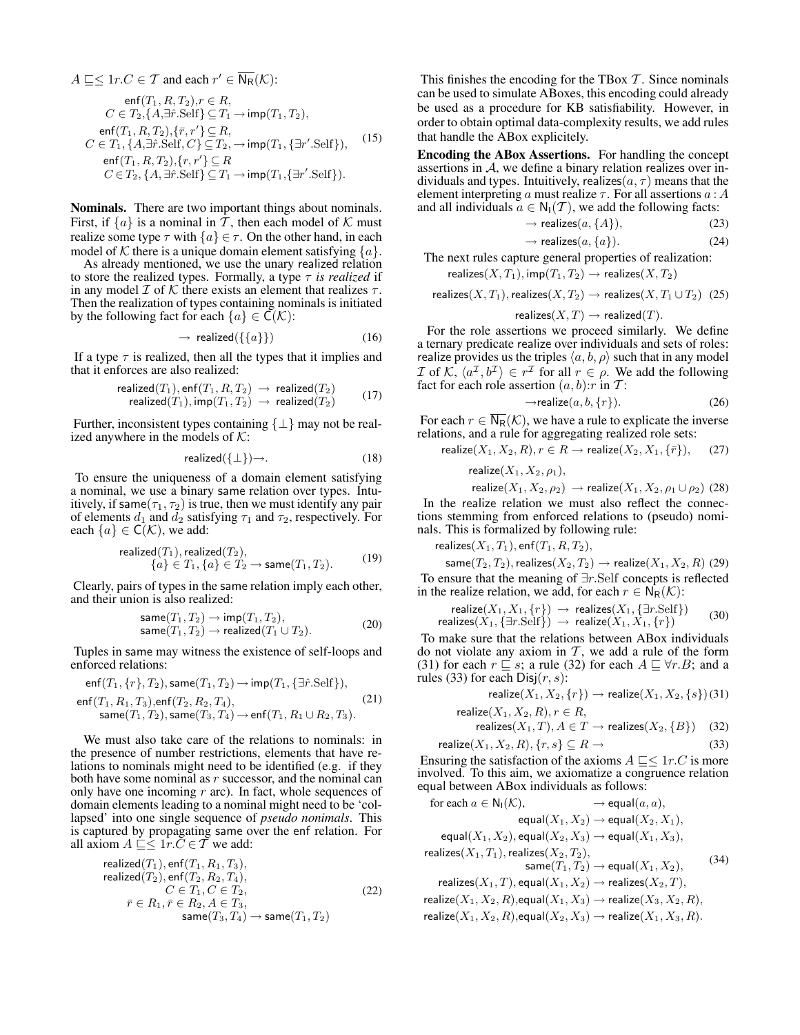$A \sqsubseteq_{\leq} 1r.C \in \mathcal{T}$ and each $r' \in \overline{\mathsf{N_R}}(\mathcal{K})$:

$$
\begin{aligned}
&\mathsf{enf}(T_1,R,T_2), r \in R,\\
&\quad C \in T_2, \{A, \exists \hat{r}.\mathrm{Self}\} \subseteq T_1 \rightarrow \mathsf{imp}(T_1,T_2),\\
&\mathsf{enf}(T_1,R,T_2), \{\bar{r}, r'\} \subseteq R,\\
&\quad C \in T_1, \{A, \exists \hat{r}.\mathrm{Self}, C\} \subseteq T_2, \rightarrow \mathsf{imp}(T_1, \{\exists r'.\mathrm{Self}\}),\\
&\mathsf{enf}(T_1,R,T_2), \{r, r'\} \subseteq R\\
&\quad C \in T_2, \{A, \exists \hat{r}.\mathrm{Self}\} \subseteq T_1 \rightarrow \mathsf{imp}(T_1, \{\exists r'.\mathrm{Self}\}).
\end{aligned} \tag{15}
$$

**Nominals.** There are two important things about nominals. First, if $\{a\}$ is a nominal in $\mathcal{T}$, then each model of $\mathcal{K}$ must realize some type $\tau$ with $\{a\} \in \tau$. On the other hand, in each model of $\mathcal{K}$ there is a unique domain element satisfying $\{a\}$.

As already mentioned, we use the unary realized relation to store the realized types. Formally, a type $\tau$ *is realized* if in any model $\mathcal{I}$ of $\mathcal{K}$ there exists an element that realizes $\tau$. Then the realization of types containing nominals is initiated by the following fact for each $\{a\} \in \mathsf{C}(\mathcal{K})$:

$$
\rightarrow \mathsf{realized}(\{\{a\}\}) \tag{16}
$$

If a type $\tau$ is realized, then all the types that it implies and that it enforces are also realized:

$$
\begin{aligned}
\mathsf{realized}(T_1), \mathsf{enf}(T_1,R,T_2) &\rightarrow \mathsf{realized}(T_2)\\
\mathsf{realized}(T_1), \mathsf{imp}(T_1,T_2) &\rightarrow \mathsf{realized}(T_2)
\end{aligned} \tag{17}
$$

Further, inconsistent types containing $\{\bot\}$ may not be realized anywhere in the models of $\mathcal{K}$:

$$
\mathsf{realized}(\{\bot\}) \rightarrow. \tag{18}
$$

To ensure the uniqueness of a domain element satisfying a nominal, we use a binary same relation over types. Intuitively, if $\mathsf{same}(\tau_1,\tau_2)$ is true, then we must identify any pair of elements $d_1$ and $d_2$ satisfying $\tau_1$ and $\tau_2$, respectively. For each $\{a\} \in \mathsf{C}(\mathcal{K})$, we add:

$$
\begin{aligned}
&\mathsf{realized}(T_1), \mathsf{realized}(T_2),\\
&\quad \{a\} \in T_1, \{a\} \in T_2 \rightarrow \mathsf{same}(T_1,T_2).
\end{aligned} \tag{19}
$$

Clearly, pairs of types in the same relation imply each other, and their union is also realized:

$$
\begin{aligned}
\mathsf{same}(T_1,T_2) &\rightarrow \mathsf{imp}(T_1,T_2),\\
\mathsf{same}(T_1,T_2) &\rightarrow \mathsf{realized}(T_1 \cup T_2).
\end{aligned} \tag{20}
$$

Tuples in same may witness the existence of self-loops and enforced relations:

$$
\begin{aligned}
&\mathsf{enf}(T_1,\{r\},T_2), \mathsf{same}(T_1,T_2) \rightarrow \mathsf{imp}(T_1, \{\exists \hat{r}.\mathrm{Self}\}),\\
&\mathsf{enf}(T_1,R_1,T_3), \mathsf{enf}(T_2,R_2,T_4),\\
&\quad \mathsf{same}(T_1,T_2), \mathsf{same}(T_3,T_4) \rightarrow \mathsf{enf}(T_1, R_1 \cup R_2, T_3).
\end{aligned} \tag{21}
$$

We must also take care of the relations to nominals: in the presence of number restrictions, elements that have relations to nominals might need to be identified (e.g. if they both have some nominal as $r$ successor, and the nominal can only have one incoming $r$ arc). In fact, whole sequences of domain elements leading to a nominal might need to be 'collapsed' into one single sequence of *pseudo nominals*. This is captured by propagating same over the enf relation. For all axiom $A \sqsubseteq_{\leq} 1r.C \in \mathcal{T}$ we add:

$$
\begin{aligned}
&\mathsf{realized}(T_1), \mathsf{enf}(T_1,R_1,T_3),\\
&\mathsf{realized}(T_2), \mathsf{enf}(T_2,R_2,T_4),\\
&\quad C \in T_1, C \in T_2,\\
&\quad \bar{r} \in R_1, \bar{r} \in R_2, A \in T_3,\\
&\quad \mathsf{same}(T_3,T_4) \rightarrow \mathsf{same}(T_1,T_2)
\end{aligned} \tag{22}
$$

This finishes the encoding for the TBox $\mathcal{T}$. Since nominals can be used to simulate ABoxes, this encoding could already be used as a procedure for KB satisfiability. However, in order to obtain optimal data-complexity results, we add rules that handle the ABox explicitely.

**Encoding the ABox Assertions.** For handling the concept assertions in $\mathcal{A}$, we define a binary relation realizes over individuals and types. Intuitively, $\mathsf{realizes}(a,\tau)$ means that the element interpreting $a$ must realize $\tau$. For all assertions $a:A$ and all individuals $a \in \mathsf{N_I}(\mathcal{T})$, we add the following facts:

$$
\rightarrow \mathsf{realizes}(a, \{A\}), \tag{23}
$$

$$
\rightarrow \mathsf{realizes}(a, \{a\}). \tag{24}
$$

The next rules capture general properties of realization:

$$
\begin{aligned}
&\mathsf{realizes}(X,T_1), \mathsf{imp}(T_1,T_2) \rightarrow \mathsf{realizes}(X,T_2)\\
&\mathsf{realizes}(X,T_1), \mathsf{realizes}(X,T_2) \rightarrow \mathsf{realizes}(X, T_1 \cup T_2)\\
&\mathsf{realizes}(X,T) \rightarrow \mathsf{realized}(T).
\end{aligned} \tag{25}
$$

For the role assertions we proceed similarly. We define a ternary predicate realize over individuals and sets of roles: realize provides us the triples $\langle a,b,\rho\rangle$ such that in any model $\mathcal{I}$ of $\mathcal{K}$, $\langle a^{\mathcal{I}}, b^{\mathcal{I}}\rangle \in r^{\mathcal{I}}$ for all $r \in \rho$. We add the following fact for each role assertion $(a,b){:}r$ in $\mathcal{T}$:

$$
\rightarrow \mathsf{realize}(a,b,\{r\}). \tag{26}
$$

For each $r \in \overline{\mathsf{N_R}}(\mathcal{K})$, we have a rule to explicate the inverse relations, and a rule for aggregating realized role sets:

$$
\mathsf{realize}(X_1,X_2,R), r \in R \rightarrow \mathsf{realize}(X_2,X_1,\{\bar{r}\}), \tag{27}
$$

$$
\begin{aligned}
&\mathsf{realize}(X_1,X_2,\rho_1),\\
&\quad \mathsf{realize}(X_1,X_2,\rho_2) \rightarrow \mathsf{realize}(X_1,X_2,\rho_1 \cup \rho_2)
\end{aligned} \tag{28}
$$

In the realize relation we must also reflect the connections stemming from enforced relations to (pseudo) nominals. This is formalized by following rule:

$$
\begin{aligned}
&\mathsf{realizes}(X_1,T_1), \mathsf{enf}(T_1,R,T_2),\\
&\quad \mathsf{same}(T_2,T_2), \mathsf{realizes}(X_2,T_2) \rightarrow \mathsf{realize}(X_1,X_2,R)
\end{aligned} \tag{29}
$$

To ensure that the meaning of $\exists r.\mathrm{Self}$ concepts is reflected in the realize relation, we add, for each $r \in \mathsf{N_R}(\mathcal{K})$:

$$
\begin{aligned}
\mathsf{realize}(X_1,X_1,\{r\}) &\rightarrow \mathsf{realizes}(X_1, \{\exists r.\mathrm{Self}\})\\
\mathsf{realizes}(X_1, \{\exists r.\mathrm{Self}\}) &\rightarrow \mathsf{realize}(X_1,X_1,\{r\})
\end{aligned} \tag{30}
$$

To make sure that the relations between ABox individuals do not violate any axiom in $\mathcal{T}$, we add a rule of the form (31) for each $r \sqsubseteq s$; a rule (32) for each $A \sqsubseteq \forall r.B$; and a rules (33) for each $\mathsf{Disj}(r,s)$:

$$
\mathsf{realize}(X_1,X_2,\{r\}) \rightarrow \mathsf{realize}(X_1,X_2,\{s\}) \tag{31}
$$

$$
\begin{aligned}
&\mathsf{realize}(X_1,X_2,R), r \in R,\\
&\quad \mathsf{realizes}(X_1,T), A \in T \rightarrow \mathsf{realizes}(X_2, \{B\})
\end{aligned} \tag{32}
$$

$$
\mathsf{realize}(X_1,X_2,R), \{r,s\} \subseteq R \rightarrow \tag{33}
$$

Ensuring the satisfaction of the axioms $A \sqsubseteq_{\leq} 1r.C$ is more involved. To this aim, we axiomatize a congruence relation equal between ABox individuals as follows:

$$
\begin{aligned}
&\text{for each } a \in \mathsf{N_I}(\mathcal{K}), \quad \rightarrow \mathsf{equal}(a,a),\\
&\mathsf{equal}(X_1,X_2) \rightarrow \mathsf{equal}(X_2,X_1),\\
&\mathsf{equal}(X_1,X_2), \mathsf{equal}(X_2,X_3) \rightarrow \mathsf{equal}(X_1,X_3),\\
&\mathsf{realizes}(X_1,T_1), \mathsf{realizes}(X_2,T_2),\\
&\quad \mathsf{same}(T_1,T_2) \rightarrow \mathsf{equal}(X_1,X_2),\\
&\mathsf{realizes}(X_1,T), \mathsf{equal}(X_1,X_2) \rightarrow \mathsf{realizes}(X_2,T),\\
&\mathsf{realize}(X_1,X_2,R), \mathsf{equal}(X_1,X_3) \rightarrow \mathsf{realize}(X_3,X_2,R),\\
&\mathsf{realize}(X_1,X_2,R), \mathsf{equal}(X_2,X_3) \rightarrow \mathsf{realize}(X_1,X_3,R).
\end{aligned} \tag{34}
$$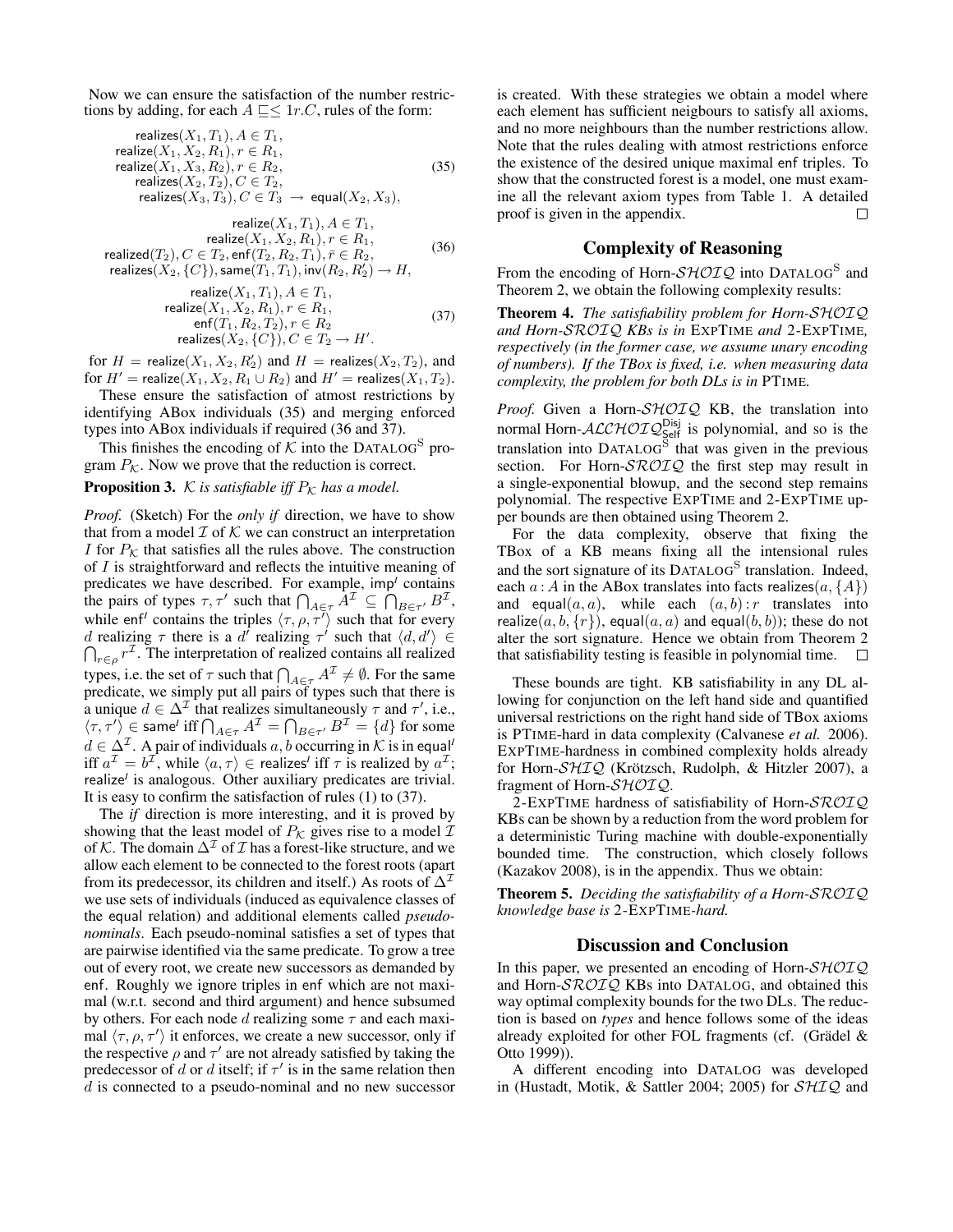Now we can ensure the satisfaction of the number restrictions by adding, for each $A \sqsubseteq \leq 1r.C$, rules of the form:

$$
\begin{aligned}
&\mathsf{realizes}(X_1, T_1), A \in T_1,\\
&\mathsf{realize}(X_1, X_2, R_1), r \in R_1,\\
&\mathsf{realize}(X_1, X_3, R_2), r \in R_2,\\
&\mathsf{realizes}(X_2, T_2), C \in T_2,\\
&\mathsf{realizes}(X_3, T_3), C \in T_3 \;\rightarrow\; \mathsf{equal}(X_2, X_3),
\end{aligned}
\tag{35}
$$

$$
\begin{aligned}
&\mathsf{realize}(X_1, T_1), A \in T_1,\\
&\mathsf{realize}(X_1, X_2, R_1), r \in R_1,\\
&\mathsf{realized}(T_2), C \in T_2, \mathsf{enf}(T_2, R_2, T_1), \bar{r} \in R_2,\\
&\mathsf{realizes}(X_2, \{C\}), \mathsf{same}(T_1, T_1), \mathsf{inv}(R_2, R_2') \rightarrow H,
\end{aligned}
\tag{36}
$$

$$
\begin{aligned}
&\mathsf{realize}(X_1, T_1), A \in T_1,\\
&\mathsf{realize}(X_1, X_2, R_1), r \in R_1,\\
&\mathsf{enf}(T_1, R_2, T_2), r \in R_2\\
&\mathsf{realizes}(X_2, \{C\}), C \in T_2 \rightarrow H'.
\end{aligned}
\tag{37}
$$

for $H = \mathsf{realize}(X_1, T_2, R_2')$ and $H = \mathsf{realizes}(X_2, T_2)$, and for $H' = \mathsf{realize}(X_1, X_2, R_1 \cup R_2)$ and $H' = \mathsf{realizes}(X_1, T_2)$.

These ensure the satisfaction of atmost restrictions by identifying ABox individuals (35) and merging enforced types into ABox individuals if required (36 and 37).

This finishes the encoding of $\mathcal{K}$ into the DATALOG$^{\text{S}}$ program $P_{\mathcal{K}}$. Now we prove that the reduction is correct.

**Proposition 3.** *$\mathcal{K}$ is satisfiable iff $P_{\mathcal{K}}$ has a model.*

*Proof.* (Sketch) For the *only if* direction, we have to show that from a model $\mathcal{I}$ of $\mathcal{K}$ we can construct an interpretation $I$ for $P_{\mathcal{K}}$ that satisfies all the rules above. The construction of $I$ is straightforward and reflects the intuitive meaning of predicates we have described. For example, $\mathsf{imp}^I$ contains the pairs of types $\tau, \tau'$ such that $\bigcap_{A \in \tau} A^{\mathcal{I}} \subseteq \bigcap_{B \in \tau'} B^{\mathcal{I}}$, while $\mathsf{enf}^I$ contains the triples $\langle \tau, \rho, \tau' \rangle$ such that for every $d$ realizing $\tau$ there is a $d'$ realizing $\tau'$ such that $\langle d, d' \rangle \in \bigcap_{r \in \rho} r^{\mathcal{I}}$. The interpretation of realized contains all realized types, i.e. the set of $\tau$ such that $\bigcap_{A \in \tau} A^{\mathcal{I}} \neq \emptyset$. For the same predicate, we simply put all pairs of types such that there is a unique $d \in \Delta^{\mathcal{I}}$ that realizes simultaneously $\tau$ and $\tau'$, i.e., $\langle \tau, \tau' \rangle \in \mathsf{same}^I$ iff $\bigcap_{A \in \tau} A^{\mathcal{I}} = \bigcap_{B \in \tau'} B^{\mathcal{I}} = \{d\}$ for some $d \in \Delta^{\mathcal{I}}$. A pair of individuals $a, b$ occurring in $\mathcal{K}$ is in $\mathsf{equal}^I$ iff $a^{\mathcal{I}} = b^{\mathcal{I}}$, while $\langle a, \tau \rangle \in \mathsf{realizes}^I$ iff $\tau$ is realized by $a^{\mathcal{I}}$; $\mathsf{realize}^I$ is analogous. Other auxiliary predicates are trivial. It is easy to confirm the satisfaction of rules (1) to (37).

The *if* direction is more interesting, and it is proved by showing that the least model of $P_{\mathcal{K}}$ gives rise to a model $\mathcal{I}$ of $\mathcal{K}$. The domain $\Delta^{\mathcal{I}}$ of $\mathcal{I}$ has a forest-like structure, and we allow each element to be connected to the forest roots (apart from its predecessor, its children and itself.) As roots of $\Delta^{\mathcal{I}}$ we use sets of individuals (induced as equivalence classes of the equal relation) and additional elements called *pseudo-nominals*. Each pseudo-nominal satisfies a set of types that are pairwise identified via the same predicate. To grow a tree out of every root, we create new successors as demanded by enf. Roughly we ignore triples in enf which are not maximal (w.r.t. second and third argument) and hence subsumed by others. For each node $d$ realizing some $\tau$ and each maximal $\langle \tau, \rho, \tau' \rangle$ it enforces, we create a new successor, only if the respective $\rho$ and $\tau'$ are not already satisfied by taking the predecessor of $d$ or $d$ itself; if $\tau'$ is in the same relation then $d$ is connected to a pseudo-nominal and no new successor is created. With these strategies we obtain a model where each element has sufficient neigbours to satisfy all axioms, and no more neighbours than the number restrictions allow. Note that the rules dealing with atmost restrictions enforce the existence of the desired unique maximal enf triples. To show that the constructed forest is a model, one must examine all the relevant axiom types from Table 1. A detailed proof is given in the appendix. $\square$

## Complexity of Reasoning

From the encoding of Horn-$\mathcal{SHOIQ}$ into DATALOG$^{\text{S}}$ and Theorem 2, we obtain the following complexity results:

**Theorem 4.** *The satisfiability problem for Horn-$\mathcal{SHOIQ}$ and Horn-$\mathcal{SROIQ}$ KBs is in* EXPTIME *and* 2-EXPTIME, *respectively (in the former case, we assume unary encoding of numbers). If the TBox is fixed, i.e. when measuring data complexity, the problem for both DLs is in* PTIME.

*Proof.* Given a Horn-$\mathcal{SHOIQ}$ KB, the translation into normal Horn-$\mathcal{ALCHOIQ}^{\mathsf{Disj}}_{\mathsf{Self}}$ is polynomial, and so is the translation into DATALOG$^{\text{S}}$ that was given in the previous section. For Horn-$\mathcal{SROIQ}$ the first step may result in a single-exponential blowup, and the second step remains polynomial. The respective EXPTIME and 2-EXPTIME upper bounds are then obtained using Theorem 2.

For the data complexity, observe that fixing the TBox of a KB means fixing all the intensional rules and the sort signature of its DATALOG$^{\text{S}}$ translation. Indeed, each $a : A$ in the ABox translates into facts $\mathsf{realizes}(a, \{A\})$ and $\mathsf{equal}(a, a)$, while each $(a, b) : r$ translates into $\mathsf{realize}(a, b, \{r\})$, $\mathsf{equal}(a, a)$ and $\mathsf{equal}(b, b)$); these do not alter the sort signature. Hence we obtain from Theorem 2 that satisfiability testing is feasible in polynomial time. $\square$

These bounds are tight. KB satisfiability in any DL allowing for conjunction on the left hand side and quantified universal restrictions on the right hand side of TBox axioms is PTIME-hard in data complexity (Calvanese *et al.* 2006). EXPTIME-hardness in combined complexity holds already for Horn-$\mathcal{SHIQ}$ (Krötzsch, Rudolph, & Hitzler 2007), a fragment of Horn-$\mathcal{SHOIQ}$.

2-EXPTIME hardness of satisfiability of Horn-$\mathcal{SROIQ}$ KBs can be shown by a reduction from the word problem for a deterministic Turing machine with double-exponentially bounded time. The construction, which closely follows (Kazakov 2008), is in the appendix. Thus we obtain:

**Theorem 5.** *Deciding the satisfiability of a Horn-$\mathcal{SROIQ}$ knowledge base is* 2-EXPTIME-*hard.*

## Discussion and Conclusion

In this paper, we presented an encoding of Horn-$\mathcal{SHOIQ}$ and Horn-$\mathcal{SROIQ}$ KBs into DATALOG, and obtained this way optimal complexity bounds for the two DLs. The reduction is based on *types* and hence follows some of the ideas already exploited for other FOL fragments (cf. (Grädel & Otto 1999)).

A different encoding into DATALOG was developed in (Hustadt, Motik, & Sattler 2004; 2005) for $\mathcal{SHIQ}$ and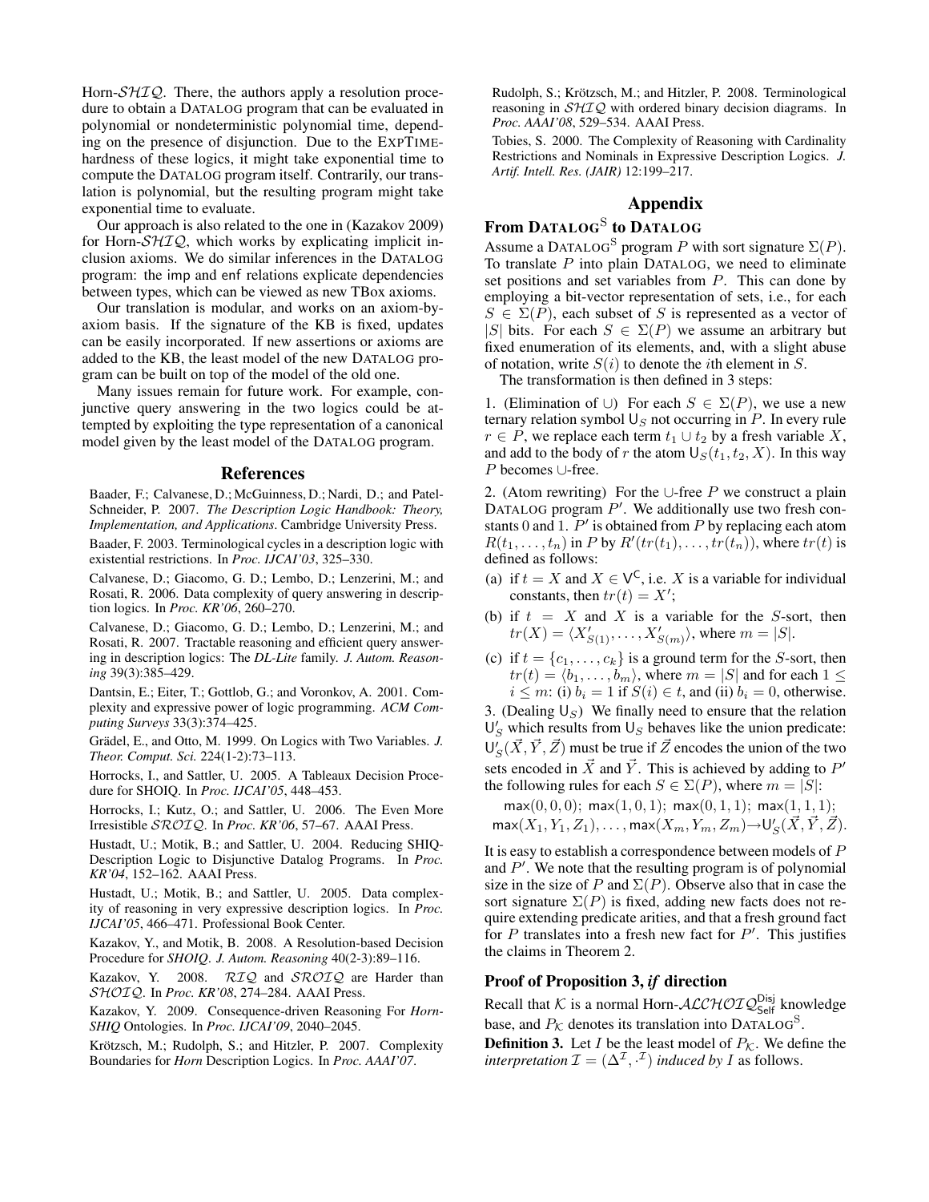Horn-$\mathcal{SHIQ}$. There, the authors apply a resolution procedure to obtain a DATALOG program that can be evaluated in polynomial or nondeterministic polynomial time, depending on the presence of disjunction. Due to the EXPTIME-hardness of these logics, it might take exponential time to compute the DATALOG program itself. Contrarily, our translation is polynomial, but the resulting program might take exponential time to evaluate.

Our approach is also related to the one in (Kazakov 2009) for Horn-$\mathcal{SHIQ}$, which works by explicating implicit inclusion axioms. We do similar inferences in the DATALOG program: the imp and enf relations explicate dependencies between types, which can be viewed as new TBox axioms.

Our translation is modular, and works on an axiom-by-axiom basis. If the signature of the KB is fixed, updates can be easily incorporated. If new assertions or axioms are added to the KB, the least model of the new DATALOG program can be built on top of the model of the old one.

Many issues remain for future work. For example, conjunctive query answering in the two logics could be attempted by exploiting the type representation of a canonical model given by the least model of the DATALOG program.

## References

Baader, F.; Calvanese, D.; McGuinness, D.; Nardi, D.; and Patel-Schneider, P. 2007. *The Description Logic Handbook: Theory, Implementation, and Applications*. Cambridge University Press.

Baader, F. 2003. Terminological cycles in a description logic with existential restrictions. In *Proc. IJCAI'03*, 325–330.

Calvanese, D.; Giacomo, G. D.; Lembo, D.; Lenzerini, M.; and Rosati, R. 2006. Data complexity of query answering in description logics. In *Proc. KR'06*, 260–270.

Calvanese, D.; Giacomo, G. D.; Lembo, D.; Lenzerini, M.; and Rosati, R. 2007. Tractable reasoning and efficient query answering in description logics: The *DL-Lite* family. *J. Autom. Reasoning* 39(3):385–429.

Dantsin, E.; Eiter, T.; Gottlob, G.; and Voronkov, A. 2001. Complexity and expressive power of logic programming. *ACM Computing Surveys* 33(3):374–425.

Grädel, E., and Otto, M. 1999. On Logics with Two Variables. *J. Theor. Comput. Sci.* 224(1-2):73–113.

Horrocks, I., and Sattler, U. 2005. A Tableaux Decision Procedure for SHOIQ. In *Proc. IJCAI'05*, 448–453.

Horrocks, I.; Kutz, O.; and Sattler, U. 2006. The Even More Irresistible $\mathcal{SROIQ}$. In *Proc. KR'06*, 57–67. AAAI Press.

Hustadt, U.; Motik, B.; and Sattler, U. 2004. Reducing SHIQ-Description Logic to Disjunctive Datalog Programs. In *Proc. KR'04*, 152–162. AAAI Press.

Hustadt, U.; Motik, B.; and Sattler, U. 2005. Data complexity of reasoning in very expressive description logics. In *Proc. IJCAI'05*, 466–471. Professional Book Center.

Kazakov, Y., and Motik, B. 2008. A Resolution-based Decision Procedure for *SHOIQ*. *J. Autom. Reasoning* 40(2-3):89–116.

Kazakov, Y. 2008. $\mathcal{RIQ}$ and $\mathcal{SROIQ}$ are Harder than $\mathcal{SHOIQ}$. In *Proc. KR'08*, 274–284. AAAI Press.

Kazakov, Y. 2009. Consequence-driven Reasoning For *Horn-SHIQ* Ontologies. In *Proc. IJCAI'09*, 2040–2045.

Krötzsch, M.; Rudolph, S.; and Hitzler, P. 2007. Complexity Boundaries for *Horn* Description Logics. In *Proc. AAAI'07*.

Rudolph, S.; Krötzsch, M.; and Hitzler, P. 2008. Terminological reasoning in $\mathcal{SHIQ}$ with ordered binary decision diagrams. In *Proc. AAAI'08*, 529–534. AAAI Press.

Tobies, S. 2000. The Complexity of Reasoning with Cardinality Restrictions and Nominals in Expressive Description Logics. *J. Artif. Intell. Res. (JAIR)* 12:199–217.

# Appendix

## From DATALOG$^{\mathrm{S}}$ to DATALOG

Assume a DATALOG$^{\mathrm{S}}$ program $P$ with sort signature $\Sigma(P)$. To translate $P$ into plain DATALOG, we need to eliminate set positions and set variables from $P$. This can done by employing a bit-vector representation of sets, i.e., for each $S \in \Sigma(P)$, each subset of $S$ is represented as a vector of $|S|$ bits. For each $S \in \Sigma(P)$ we assume an arbitrary but fixed enumeration of its elements, and, with a slight abuse of notation, write $S(i)$ to denote the $i$th element in $S$.

The transformation is then defined in 3 steps:

1. (Elimination of $\cup$) For each $S \in \Sigma(P)$, we use a new ternary relation symbol $\mathsf{U}_S$ not occurring in $P$. In every rule $r \in P$, we replace each term $t_1 \cup t_2$ by a fresh variable $X$, and add to the body of $r$ the atom $\mathsf{U}_S(t_1, t_2, X)$. In this way $P$ becomes $\cup$-free.

2. (Atom rewriting) For the $\cup$-free $P$ we construct a plain DATALOG program $P'$. We additionally use two fresh constants 0 and 1. $P'$ is obtained from $P$ by replacing each atom $R(t_1, \ldots, t_n)$ in $P$ by $R'(tr(t_1), \ldots, tr(t_n))$, where $tr(t)$ is defined as follows:

   (a) if $t = X$ and $X \in \mathsf{V}^{\mathsf{C}}$, i.e. $X$ is a variable for individual constants, then $tr(t) = X'$;

   (b) if $t = X$ and $X$ is a variable for the $S$-sort, then $tr(X) = \langle X'_{S(1)}, \ldots, X'_{S(m)} \rangle$, where $m = |S|$.

   (c) if $t = \{c_1, \ldots, c_k\}$ is a ground term for the $S$-sort, then $tr(t) = \langle b_1, \ldots, b_m \rangle$, where $m = |S|$ and for each $1 \leq i \leq m$: (i) $b_i = 1$ if $S(i) \in t$, and (ii) $b_i = 0$, otherwise.

3. (Dealing $\mathsf{U}_S$) We finally need to ensure that the relation $\mathsf{U}'_S$ which results from $\mathsf{U}_S$ behaves like the union predicate: $\mathsf{U}'_S(\vec{X}, \vec{Y}, \vec{Z})$ must be true if $\vec{Z}$ encodes the union of the two sets encoded in $\vec{X}$ and $\vec{Y}$. This is achieved by adding to $P'$ the following rules for each $S \in \Sigma(P)$, where $m = |S|$:

$$\mathsf{max}(0,0,0);\ \mathsf{max}(1,0,1);\ \mathsf{max}(0,1,1);\ \mathsf{max}(1,1,1);$$
$$\mathsf{max}(X_1, Y_1, Z_1), \ldots, \mathsf{max}(X_m, Y_m, Z_m) \rightarrow \mathsf{U}'_S(\vec{X}, \vec{Y}, \vec{Z}).$$

It is easy to establish a correspondence between models of $P$ and $P'$. We note that the resulting program is of polynomial size in the size of $P$ and $\Sigma(P)$. Observe also that in case the sort signature $\Sigma(P)$ is fixed, adding new facts does not require extending predicate arities, and that a fresh ground fact for $P$ translates into a fresh new fact for $P'$. This justifies the claims in Theorem 2.

## Proof of Proposition 3, *if* direction

Recall that $\mathcal{K}$ is a normal Horn-$\mathcal{ALCHOIQ}^{\mathsf{Disj}}_{\mathsf{Self}}$ knowledge base, and $P_{\mathcal{K}}$ denotes its translation into DATALOG$^{\mathrm{S}}$.

**Definition 3.** Let $I$ be the least model of $P_{\mathcal{K}}$. We define the *interpretation* $\mathcal{I} = (\Delta^{\mathcal{I}}, \cdot^{\mathcal{I}})$ *induced by* $I$ as follows.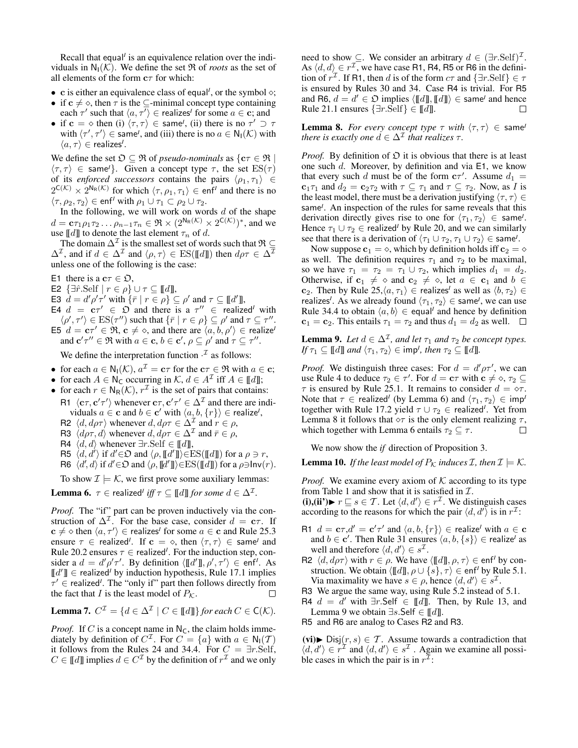Recall that $\mathsf{equal}^I$ is an equivalence relation over the individuals in $\mathsf{N_I}(\mathcal{K})$. We define the set $\mathfrak{R}$ of *roots* as the set of all elements of the form $\mathbf{c}\tau$ for which:

- $\mathbf{c}$ is either an equivalence class of $\mathsf{equal}^I$, or the symbol $\diamond$;
- if $\mathbf{c} \neq \diamond$, then $\tau$ is the $\subseteq$-minimal concept type containing each $\tau'$ such that $\langle a, \tau' \rangle \in \mathsf{realizes}^I$ for some $a \in \mathbf{c}$; and
- if $\mathbf{c} = \diamond$ then (i) $\langle \tau, \tau \rangle \in \mathsf{same}^I$, (ii) there is no $\tau' \supset \tau$ with $\langle \tau', \tau' \rangle \in \mathsf{same}^I$, and (iii) there is no $a \in \mathsf{N_I}(\mathcal{K})$ with $\langle a, \tau \rangle \in \mathsf{realizes}^I$.

We define the set $\mathfrak{O} \subseteq \mathfrak{R}$ of *pseudo-nominals* as $\{\mathbf{c}\tau \in \mathfrak{R} \mid \langle \tau, \tau \rangle \in \mathsf{same}^I\}$. Given a concept type $\tau$, the set $\mathrm{ES}(\tau)$ of its *enforced successors* contains the pairs $\langle \rho_1, \tau_1 \rangle \in 2^{\mathsf{C}(\mathcal{K})} \times 2^{\mathsf{N_R}(\mathcal{K})}$ for which $\langle \tau, \rho_1, \tau_1 \rangle \in \mathsf{enf}^I$ and there is no $\langle \tau, \rho_2, \tau_2 \rangle \in \mathsf{enf}^I$ with $\rho_1 \cup \tau_1 \subset \rho_2 \cup \tau_2$.

In the following, we will work on words $d$ of the shape $d = \mathbf{c}\tau_1\rho_1\tau_2 \ldots \rho_{n-1}\tau_n \in \mathfrak{R} \times (2^{\mathsf{N_R}(\mathcal{K})} \times 2^{\mathsf{C}(\mathcal{K})})^*$, and we use $[\![d]\!]$ to denote the last element $\tau_n$ of $d$.

The domain $\Delta^\mathcal{I}$ is the smallest set of words such that $\mathfrak{R} \subseteq \Delta^\mathcal{I}$, and if $d \in \Delta^\mathcal{I}$ and $\langle \rho, \tau \rangle \in \mathrm{ES}([\![d]\!])$ then $d\rho\tau \in \Delta^\mathcal{I}$ unless one of the following is the case:

E1 there is a $\mathbf{c}\tau \in \mathfrak{O}$,
E2 $\{\exists \hat{r}.\mathrm{Self} \mid r \in \rho\} \cup \tau \subseteq [\![d]\!]$,
E3 $d = d'\rho'\tau'$ with $\{\bar{r} \mid r \in \rho\} \subseteq \rho'$ and $\tau \subseteq [\![d']\!]$,
E4 $d = \mathbf{c}\tau' \in \mathfrak{O}$ and there is a $\tau'' \in \mathsf{realized}^I$ with $\langle \rho', \tau' \rangle \in \mathrm{ES}(\tau'')$ such that $\{\bar{r} \mid r \in \rho\} \subseteq \rho'$ and $\tau \subseteq \tau''$.
E5 $d = \mathbf{c}\tau' \in \mathfrak{R}$, $\mathbf{c} \neq \diamond$, and there are $\langle a, b, \rho' \rangle \in \mathsf{realize}^I$ and $\mathbf{c}'\tau'' \in \mathfrak{R}$ with $a \in \mathbf{c}$, $b \in \mathbf{c}'$, $\rho \subseteq \rho'$ and $\tau \subseteq \tau''$.

We define the interpretation function $\cdot^\mathcal{I}$ as follows:

- for each $a \in \mathsf{N_I}(\mathcal{K})$, $a^\mathcal{I} = \mathbf{c}\tau$ for the $\mathbf{c}\tau \in \mathfrak{R}$ with $a \in \mathbf{c}$;
- for each $A \in \mathsf{N_C}$ occurring in $\mathcal{K}$, $d \in A^\mathcal{I}$ iff $A \in [\![d]\!]$;
- for each $r \in \mathsf{N_R}(\mathcal{K})$, $r^\mathcal{I}$ is the set of pairs that contains:
  R1 $\langle \mathbf{c}\tau, \mathbf{c}'\tau' \rangle$ whenever $\mathbf{c}\tau, \mathbf{c}'\tau' \in \Delta^\mathcal{I}$ and there are individuals $a \in \mathbf{c}$ and $b \in \mathbf{c}'$ with $\langle a, b, \{r\} \rangle \in \mathsf{realize}^I$,
  R2 $\langle d, d\rho\tau \rangle$ whenever $d, d\rho\tau \in \Delta^\mathcal{I}$ and $r \in \rho$,
  R3 $\langle d\rho\tau, d \rangle$ whenever $d, d\rho\tau \in \Delta^\mathcal{I}$ and $\bar{r} \in \rho$,
  R4 $\langle d, d \rangle$ whenever $\exists r.\mathrm{Self} \in [\![d]\!]$,
  R5 $\langle d, d' \rangle$ if $d' \in \mathfrak{O}$ and $\langle \rho, [\![d']\!] \rangle \in \mathrm{ES}([\![d]\!])$ for a $\rho \ni r$,
  R6 $\langle d', d \rangle$ if $d' \in \mathfrak{O}$ and $\langle \rho, [\![d']\!] \rangle \in \mathrm{ES}([\![d]\!])$ for a $\rho \ni \mathsf{Inv}(r)$.

To show $\mathcal{I} \models \mathcal{K}$, we first prove some auxiliary lemmas:

**Lemma 6.** *$\tau \in \mathsf{realized}^I$ iff $\tau \subseteq [\![d]\!]$ for some $d \in \Delta^\mathcal{I}$.*

*Proof.* The "if" part can be proven inductively via the construction of $\Delta^\mathcal{I}$. For the base case, consider $d = \mathbf{c}\tau$. If $\mathbf{c} \neq \diamond$ then $\langle a, \tau' \rangle \in \mathsf{realizes}^I$ for some $a \in \mathbf{c}$ and Rule 25.3 ensure $\tau \in \mathsf{realized}^I$. If $\mathbf{c} = \diamond$, then $\langle \tau, \tau \rangle \in \mathsf{same}^I$ and Rule 20.2 ensures $\tau \in \mathsf{realized}^I$. For the induction step, consider a $d = d'\rho'\tau'$. By definition $\langle [\![d']\!], \rho', \tau' \rangle \in \mathsf{enf}^I$. As $[\![d']\!] \in \mathsf{realized}^I$ by induction hypothesis, Rule 17.1 implies $\tau' \in \mathsf{realized}^I$. The "only if" part then follows directly from the fact that $I$ is the least model of $P_\mathcal{K}$. ◻

**Lemma 7.** *$C^\mathcal{I} = \{d \in \Delta^\mathcal{I} \mid C \in [\![d]\!]\}$ for each $C \in \mathsf{C}(\mathcal{K})$.*

*Proof.* If $C$ is a concept name in $\mathsf{N_C}$, the claim holds immediately by definition of $C^\mathcal{I}$. For $C = \{a\}$ with $a \in \mathsf{N_I}(\mathcal{T})$ it follows from the Rules 24 and 34.4. For $C = \exists r.\mathrm{Self}$, $C \in [\![d]\!]$ implies $d \in C^\mathcal{I}$ by the definition of $r^\mathcal{I}$ and we only need to show $\subseteq$. We consider an arbitrary $d \in (\exists r.\mathrm{Self})^\mathcal{I}$. As $\langle d, d \rangle \in r^\mathcal{I}$, we have case R1, R4, R5 or R6 in the definition of $r^\mathcal{I}$. If R1, then $d$ is of the form $c\tau$ and $\{\exists r.\mathrm{Self}\} \in \tau$ is ensured by Rules 30 and 34. Case R4 is trivial. For R5 and R6, $d = d' \in \mathfrak{O}$ implies $\langle [\![d]\!], [\![d]\!] \rangle \in \mathsf{same}^I$ and hence Rule 21.1 ensures $\{\exists r.\mathrm{Self}\} \in [\![d]\!]$. ◻

**Lemma 8.** *For every concept type $\tau$ with $\langle \tau, \tau \rangle \in \mathsf{same}^I$ there is exactly one $d \in \Delta^\mathcal{I}$ that realizes $\tau$.*

*Proof.* By definition of $\mathfrak{O}$ it is obvious that there is at least one such $d$. Moreover, by definition and via E1, we know that every such $d$ must be of the form $\mathbf{c}\tau'$. Assume $d_1 = \mathbf{c}_1\tau_1$ and $d_2 = \mathbf{c}_2\tau_2$ with $\tau \subseteq \tau_1$ and $\tau \subseteq \tau_2$. Now, as $I$ is the least model, there must be a derivation justifying $\langle \tau, \tau \rangle \in \mathsf{same}^I$. An inspection of the rules for same reveals that this derivation directly gives rise to one for $\langle \tau_1, \tau_2 \rangle \in \mathsf{same}^I$. Hence $\tau_1 \cup \tau_2 \in \mathsf{realized}^I$ by Rule 20, and we can similarly see that there is a derivation of $\langle \tau_1 \cup \tau_2, \tau_1 \cup \tau_2 \rangle \in \mathsf{same}^I$.

Now suppose $\mathbf{c}_1 = \diamond$, which by definition holds iff $\mathbf{c}_2 = \diamond$ as well. The definition requires $\tau_1$ and $\tau_2$ to be maximal, so we have $\tau_1 = \tau_2 = \tau_1 \cup \tau_2$, which implies $d_1 = d_2$. Otherwise, if $\mathbf{c}_1 \neq \diamond$ and $\mathbf{c}_2 \neq \diamond$, let $a \in \mathbf{c}_1$ and $b \in \mathbf{c}_2$. Then by Rule 25,$\langle a, \tau_1 \rangle \in \mathsf{realizes}^I$ as well as $\langle b, \tau_2 \rangle \in \mathsf{realizes}^I$. As we already found $\langle \tau_1, \tau_2 \rangle \in \mathsf{same}^I$, we can use Rule 34.4 to obtain $\langle a, b \rangle \in \mathsf{equal}^I$ and hence by definition $\mathbf{c}_1 = \mathbf{c}_2$. This entails $\tau_1 = \tau_2$ and thus $d_1 = d_2$ as well. ◻

**Lemma 9.** *Let $d \in \Delta^\mathcal{I}$, and let $\tau_1$ and $\tau_2$ be concept types. If $\tau_1 \subseteq [\![d]\!]$ and $\langle \tau_1, \tau_2 \rangle \in \mathsf{imp}^I$, then $\tau_2 \subseteq [\![d]\!]$.*

*Proof.* We distinguish three cases: For $d = d'\rho\tau'$, we can use Rule 4 to deduce $\tau_2 \subseteq \tau'$. For $d = \mathbf{c}\tau$ with $\mathbf{c} \neq \diamond$, $\tau_2 \subseteq \tau$ is ensured by Rule 25.1. It remains to consider $d = \diamond\tau$. Note that $\tau \in \mathsf{realized}^I$ (by Lemma 6) and $\langle \tau_1, \tau_2 \rangle \in \mathsf{imp}^I$ together with Rule 17.2 yield $\tau \cup \tau_2 \in \mathsf{realized}^I$. Yet from Lemma 8 it follows that $\diamond\tau$ is the only element realizing $\tau$, which together with Lemma 6 entails $\tau_2 \subseteq \tau$. ◻

We now show the *if* direction of Proposition 3.

**Lemma 10.** *If the least model of $P_\mathcal{K}$ induces $\mathcal{I}$, then $\mathcal{I} \models \mathcal{K}$.*

*Proof.* We examine every axiom of $\mathcal{K}$ according to its type from Table 1 and show that it is satisfied in $\mathcal{I}$.

**(i),(ii')**► $r \sqsubseteq s \in \mathcal{T}$. Let $\langle d, d' \rangle \in r^\mathcal{I}$. We distinguish cases according to the reasons for which the pair $\langle d, d' \rangle$ is in $r^\mathcal{I}$:

R1 $d = \mathbf{c}\tau$,$d' = \mathbf{c}'\tau'$ and $\langle a, b, \{r\} \rangle \in \mathsf{realize}^I$ with $a \in \mathbf{c}$ and $b \in \mathbf{c}'$. Then Rule 31 ensures $\langle a, b, \{s\} \rangle \in \mathsf{realize}^I$ as well and therefore $\langle d, d' \rangle \in s^\mathcal{I}$.
R2 $\langle d, d\rho\tau \rangle$ with $r \in \rho$. We have $\langle [\![d]\!], \rho, \tau \rangle \in \mathsf{enf}^I$ by construction. We obtain $\langle [\![d]\!], \rho \cup \{s\}, \tau \rangle \in \mathsf{enf}^I$ by Rule 5.1. Via maximality we have $s \in \rho$, hence $\langle d, d' \rangle \in s^\mathcal{I}$.
R3 We argue the same way, using Rule 5.2 instead of 5.1.
R4 $d = d'$ with $\exists r.\mathrm{Self} \in [\![d]\!]$. Then, by Rule 13, and Lemma 9 we obtain $\exists s.\mathrm{Self} \in [\![d]\!]$.
R5 and R6 are analog to Cases R2 and R3.

**(vi)**► $\mathsf{Disj}(r, s) \in \mathcal{T}$. Assume towards a contradiction that $\langle d, d' \rangle \in r^\mathcal{I}$ and $\langle d, d' \rangle \in s^\mathcal{I}$ . Again we examine all possible cases in which the pair is in $r^\mathcal{I}$: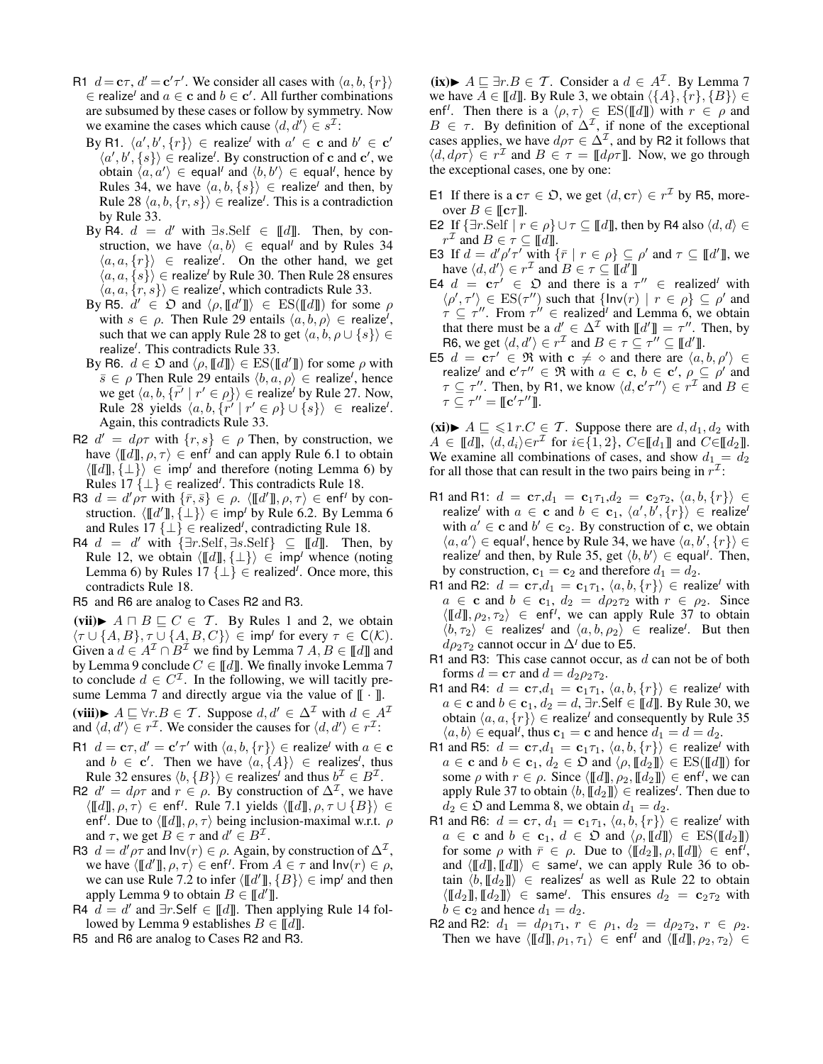R1 $d = \mathbf{c}\tau$, $d' = \mathbf{c}'\tau'$. We consider all cases with $\langle a, b, \{r\}\rangle \in \mathsf{realize}^I$ and $a \in \mathbf{c}$ and $b \in \mathbf{c}'$. All further combinations are subsumed by these cases or follow by symmetry. Now we examine the cases which cause $\langle d, d'\rangle \in s^\mathcal{I}$:

By R1. $\langle a', b', \{r\}\rangle \in \mathsf{realize}^I$ with $a' \in \mathbf{c}$ and $b' \in \mathbf{c}'$ $\langle a', b', \{s\}\rangle \in \mathsf{realize}^I$. By construction of $\mathbf{c}$ and $\mathbf{c}'$, we obtain $\langle a, a'\rangle \in \mathsf{equal}^I$ and $\langle b, b'\rangle \in \mathsf{equal}^I$, hence by Rules 34, we have $\langle a, b, \{s\}\rangle \in \mathsf{realize}^I$ and then, by Rule 28 $\langle a, b, \{r, s\}\rangle \in \mathsf{realize}^I$. This is a contradiction by Rule 33.

By R4. $d = d'$ with $\exists s.\mathrm{Self} \in [\![d]\!]$. Then, by construction, we have $\langle a, b\rangle \in \mathsf{equal}^I$ and by Rules 34 $\langle a, a, \{r\}\rangle \in \mathsf{realize}^I$. On the other hand, we get $\langle a, a, \{s\}\rangle \in \mathsf{realize}^I$ by Rule 30. Then Rule 28 ensures $\langle a, a, \{r, s\}\rangle \in \mathsf{realize}^I$, which contradicts Rule 33.

By R5. $d' \in \mathfrak{O}$ and $\langle \rho, [\![d']\!]\rangle \in \mathrm{ES}([\![d]\!])$ for some $\rho$ with $s \in \rho$. Then Rule 29 entails $\langle a, b, \rho\rangle \in \mathsf{realize}^I$, such that we can apply Rule 28 to get $\langle a, b, \rho \cup \{s\}\rangle \in \mathsf{realize}^I$. This contradicts Rule 33.

By R6. $d \in \mathfrak{O}$ and $\langle \rho, [\![d]\!]\rangle \in \mathrm{ES}([\![d']\!])$ for some $\rho$ with $\bar{s} \in \rho$ Then Rule 29 entails $\langle b, a, \rho\rangle \in \mathsf{realize}^I$, hence we get $\langle a, b, \{\bar{r}' \mid r' \in \rho\}\rangle \in \mathsf{realize}^I$ by Rule 27. Now, Rule 28 yields $\langle a, b, \{\bar{r}' \mid r' \in \rho\} \cup \{s\}\rangle \in \mathsf{realize}^I$. Again, this contradicts Rule 33.

R2 $d' = d\rho\tau$ with $\{r, s\} \in \rho$ Then, by construction, we have $\langle [\![d]\!], \rho, \tau\rangle \in \mathsf{enf}^I$ and can apply Rule 6.1 to obtain $\langle [\![d]\!], \{\bot\}\rangle \in \mathsf{imp}^I$ and therefore (noting Lemma 6) by Rules 17 $\{\bot\} \in \mathsf{realized}^I$. This contradicts Rule 18.

R3 $d = d'\rho\tau$ with $\{\bar{r}, \bar{s}\} \in \rho$. $\langle [\![d']\!], \rho, \tau\rangle \in \mathsf{enf}^I$ by construction. $\langle [\![d']\!], \{\bot\}\rangle \in \mathsf{imp}^I$ by Rule 6.2. By Lemma 6 and Rules 17 $\{\bot\} \in \mathsf{realized}^I$, contradicting Rule 18.

R4 $d = d'$ with $\{\exists r.\mathrm{Self}, \exists s.\mathrm{Self}\} \subseteq [\![d]\!]$. Then, by Rule 12, we obtain $\langle [\![d]\!], \{\bot\}\rangle \in \mathsf{imp}^I$ whence (noting Lemma 6) by Rules 17 $\{\bot\} \in \mathsf{realized}^I$. Once more, this contradicts Rule 18.

R5 and R6 are analog to Cases R2 and R3.

**(vii)▶** $A \sqcap B \sqsubseteq C \in \mathcal{T}$. By Rules 1 and 2, we obtain $\langle \tau \cup \{A, B\}, \tau \cup \{A, B, C\}\rangle \in \mathsf{imp}^I$ for every $\tau \in \mathsf{C}(\mathcal{K})$. Given a $d \in A^\mathcal{I} \cap B^\mathcal{I}$ we find by Lemma 7 $A, B \in [\![d]\!]$ and by Lemma 9 conclude $C \in [\![d]\!]$. We finally invoke Lemma 7 to conclude $d \in C^\mathcal{I}$. In the following, we will tacitly presume Lemma 7 and directly argue via the value of $[\![\cdot]\!]$.

**(viii)▶** $A \sqsubseteq \forall r.B \in \mathcal{T}$. Suppose $d, d' \in \Delta^\mathcal{I}$ with $d \in A^\mathcal{I}$ and $\langle d, d'\rangle \in r^\mathcal{I}$. We consider the causes for $\langle d, d'\rangle \in r^\mathcal{I}$:

R1 $d = \mathbf{c}\tau$, $d' = \mathbf{c}'\tau'$ with $\langle a, b, \{r\}\rangle \in \mathsf{realize}^I$ with $a \in \mathbf{c}$ and $b \in \mathbf{c}'$. Then we have $\langle a, \{A\}\rangle \in \mathsf{realizes}^I$, thus Rule 32 ensures $\langle b, \{B\}\rangle \in \mathsf{realizes}^I$ and thus $b^\mathcal{I} \in B^\mathcal{I}$.

R2 $d' = d\rho\tau$ and $r \in \rho$. By construction of $\Delta^\mathcal{I}$, we have $\langle [\![d]\!], \rho, \tau\rangle \in \mathsf{enf}^I$. Rule 7.1 yields $\langle [\![d]\!], \rho, \tau \cup \{B\}\rangle \in \mathsf{enf}^I$. Due to $\langle [\![d]\!], \rho, \tau\rangle$ being inclusion-maximal w.r.t. $\rho$ and $\tau$, we get $B \in \tau$ and $d' \in B^\mathcal{I}$.

R3 $d = d'\rho\tau$ and $\mathsf{Inv}(r) \in \rho$. Again, by construction of $\Delta^\mathcal{I}$, we have $\langle [\![d']\!], \rho, \tau\rangle \in \mathsf{enf}^I$. From $A \in \tau$ and $\mathsf{Inv}(r) \in \rho$, we can use Rule 7.2 to infer $\langle [\![d']\!], \{B\}\rangle \in \mathsf{imp}^I$ and then apply Lemma 9 to obtain $B \in [\![d']\!]$.

R4 $d = d'$ and $\exists r.\mathrm{Self} \in [\![d]\!]$. Then applying Rule 14 followed by Lemma 9 establishes $B \in [\![d]\!]$.

R5 and R6 are analog to Cases R2 and R3.

**(ix)▶** $A \sqsubseteq \exists r.B \in \mathcal{T}$. Consider a $d \in A^\mathcal{I}$. By Lemma 7 we have $A \in [\![d]\!]$. By Rule 3, we obtain $\langle \{A\}, \{r\}, \{B\}\rangle \in \mathsf{enf}^I$. Then there is a $\langle \rho, \tau\rangle \in \mathrm{ES}([\![d]\!])$ with $r \in \rho$ and $B \in \tau$. By definition of $\Delta^\mathcal{I}$, if none of the exceptional cases applies, we have $d\rho\tau \in \Delta^\mathcal{I}$, and by R2 it follows that $\langle d, d\rho\tau\rangle \in r^\mathcal{I}$ and $B \in \tau = [\![d\rho\tau]\!]$. Now, we go through the exceptional cases, one by one:

E1 If there is a $\mathbf{c}\tau \in \mathfrak{O}$, we get $\langle d, \mathbf{c}\tau\rangle \in r^\mathcal{I}$ by R5, moreover $B \in [\![\mathbf{c}\tau]\!]$.

E2 If $\{\exists r.\mathrm{Self} \mid r \in \rho\} \cup \tau \subseteq [\![d]\!]$, then by R4 also $\langle d, d\rangle \in r^\mathcal{I}$ and $B \in \tau \subseteq [\![d]\!]$.

E3 If $d = d'\rho'\tau'$ with $\{\bar{r} \mid r \in \rho\} \subseteq \rho'$ and $\tau \subseteq [\![d']\!]$, we have $\langle d, d'\rangle \in r^\mathcal{I}$ and $B \in \tau \subseteq [\![d']\!]$

E4 $d = \mathbf{c}\tau' \in \mathfrak{O}$ and there is a $\tau'' \in \mathsf{realized}^I$ with $\langle \rho', \tau'\rangle \in \mathrm{ES}(\tau'')$ such that $\{\mathsf{Inv}(r) \mid r \in \rho\} \subseteq \rho'$ and $\tau \subseteq \tau''$. From $\tau'' \in \mathsf{realized}^I$ and Lemma 6, we obtain that there must be a $d' \in \Delta^\mathcal{I}$ with $[\![d']\!] = \tau''$. Then, by R6, we get $\langle d, d'\rangle \in r^\mathcal{I}$ and $B \in \tau \subseteq \tau'' \subseteq [\![d']\!]$.

E5 $d = \mathbf{c}\tau' \in \mathfrak{R}$ with $\mathbf{c} \neq \diamond$ and there are $\langle a, b, \rho'\rangle \in \mathsf{realize}^I$ and $\mathbf{c}'\tau'' \in \mathfrak{R}$ with $a \in \mathbf{c}$, $b \in \mathbf{c}'$, $\rho \subseteq \rho'$ and $\tau \subseteq \tau''$. Then, by R1, we know $\langle d, \mathbf{c}'\tau''\rangle \in r^\mathcal{I}$ and $B \in \tau \subseteq \tau'' = [\![\mathbf{c}'\tau'']\!]$.

**(xi)▶** $A \sqsubseteq \leqslant 1\, r.C \in \mathcal{T}$. Suppose there are $d, d_1, d_2$ with $A \in [\![d]\!]$, $\langle d, d_i\rangle \in r^\mathcal{I}$ for $i \in \{1, 2\}$, $C \in [\![d_1]\!]$ and $C \in [\![d_2]\!]$. We examine all combinations of cases, and show $d_1 = d_2$ for all those that can result in the two pairs being in $r^\mathcal{I}$:

R1 and R1: $d = \mathbf{c}\tau$, $d_1 = \mathbf{c}_1\tau_1$, $d_2 = \mathbf{c}_2\tau_2$, $\langle a, b, \{r\}\rangle \in \mathsf{realize}^I$ with $a \in \mathbf{c}$ and $b \in \mathbf{c}_1$, $\langle a', b', \{r\}\rangle \in \mathsf{realize}^I$ with $a' \in \mathbf{c}$ and $b' \in \mathbf{c}_2$. By construction of $\mathbf{c}$, we obtain $\langle a, a'\rangle \in \mathsf{equal}^I$, hence by Rule 34, we have $\langle a, b', \{r\}\rangle \in \mathsf{realize}^I$ and then, by Rule 35, get $\langle b, b'\rangle \in \mathsf{equal}^I$. Then, by construction, $\mathbf{c}_1 = \mathbf{c}_2$ and therefore $d_1 = d_2$.

R1 and R2: $d = \mathbf{c}\tau$, $d_1 = \mathbf{c}_1\tau_1$, $\langle a, b, \{r\}\rangle \in \mathsf{realize}^I$ with $a \in \mathbf{c}$ and $b \in \mathbf{c}_1$, $d_2 = d\rho_2\tau_2$ with $r \in \rho_2$. Since $\langle [\![d]\!], \rho_2, \tau_2\rangle \in \mathsf{enf}^I$, we can apply Rule 37 to obtain $\langle b, \tau_2\rangle \in \mathsf{realizes}^I$ and $\langle a, b, \rho_2\rangle \in \mathsf{realize}^I$. But then $d\rho_2\tau_2$ cannot occur in $\Delta^I$ due to E5.

R1 and R3: This case cannot occur, as $d$ can not be of both forms $d = \mathbf{c}\tau$ and $d = d_2\rho_2\tau_2$.

R1 and R4: $d = \mathbf{c}\tau$, $d_1 = \mathbf{c}_1\tau_1$, $\langle a, b, \{r\}\rangle \in \mathsf{realize}^I$ with $a \in \mathbf{c}$ and $b \in \mathbf{c}_1$, $d_2 = d$, $\exists r.\mathrm{Self} \in [\![d]\!]$. By Rule 30, we obtain $\langle a, a, \{r\}\rangle \in \mathsf{realize}^I$ and consequently by Rule 35 $\langle a, b\rangle \in \mathsf{equal}^I$, thus $\mathbf{c}_1 = \mathbf{c}$ and hence $d_1 = d = d_2$.

R1 and R5: $d = \mathbf{c}\tau$, $d_1 = \mathbf{c}_1\tau_1$, $\langle a, b, \{r\}\rangle \in \mathsf{realize}^I$ with $a \in \mathbf{c}$ and $b \in \mathbf{c}_1$, $d_2 \in \mathfrak{O}$ and $\langle \rho, [\![d_2]\!]\rangle \in \mathrm{ES}([\![d]\!])$ for some $\rho$ with $r \in \rho$. Since $\langle [\![d]\!], \rho_2, [\![d_2]\!]\rangle \in \mathsf{enf}^I$, we can apply Rule 37 to obtain $\langle b, [\![d_2]\!]\rangle \in \mathsf{realizes}^I$. Then due to $d_2 \in \mathfrak{O}$ and Lemma 8, we obtain $d_1 = d_2$.

R1 and R6: $d = \mathbf{c}\tau$, $d_1 = \mathbf{c}_1\tau_1$, $\langle a, b, \{r\}\rangle \in \mathsf{realize}^I$ with $a \in \mathbf{c}$ and $b \in \mathbf{c}_1$, $d \in \mathfrak{O}$ and $\langle \rho, [\![d]\!]\rangle \in \mathrm{ES}([\![d_2]\!])$ for some $\rho$ with $\bar{r} \in \rho$. Due to $\langle [\![d_2]\!], \rho, [\![d]\!]\rangle \in \mathsf{enf}^I$, and $\langle [\![d]\!], [\![d]\!]\rangle \in \mathsf{same}^I$, we can apply Rule 36 to obtain $\langle b, [\![d_2]\!]\rangle \in \mathsf{realizes}^I$ as well as Rule 22 to obtain $\langle [\![d_2]\!], [\![d_2]\!]\rangle \in \mathsf{same}^I$. This ensures $d_2 = \mathbf{c}_2\tau_2$ with $b \in \mathbf{c}_2$ and hence $d_1 = d_2$.

R2 and R2: $d_1 = d\rho_1\tau_1$, $r \in \rho_1$, $d_2 = d\rho_2\tau_2$, $r \in \rho_2$. Then we have $\langle [\![d]\!], \rho_1, \tau_1\rangle \in \mathsf{enf}^I$ and $\langle [\![d]\!], \rho_2, \tau_2\rangle \in$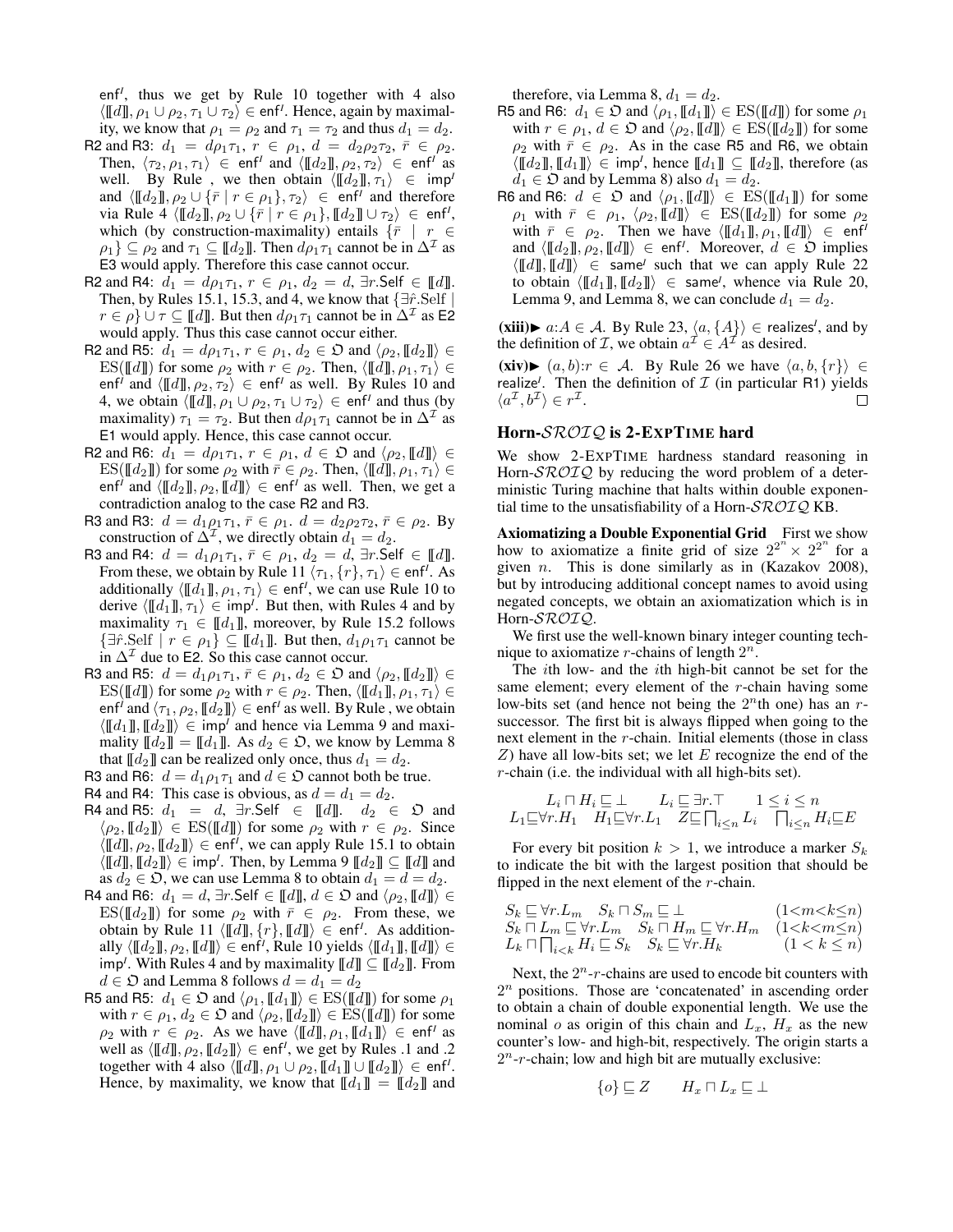$\mathsf{enf}^I$, thus we get by Rule 10 together with 4 also $\langle [\![d]\!], \rho_1 \cup \rho_2, \tau_1 \cup \tau_2 \rangle \in \mathsf{enf}^I$. Hence, again by maximality, we know that $\rho_1 = \rho_2$ and $\tau_1 = \tau_2$ and thus $d_1 = d_2$.

R2 and R3: $d_1 = d\rho_1\tau_1$, $r \in \rho_1$, $d = d_2\rho_2\tau_2$, $\bar{r} \in \rho_2$. Then, $\langle \tau_2, \rho_1, \tau_1 \rangle \in \mathsf{enf}^I$ and $\langle [\![d_2]\!], \rho_2, \tau_2 \rangle \in \mathsf{enf}^I$ as well. By Rule , we then obtain $\langle [\![d_2]\!], \tau_1 \rangle \in \mathsf{imp}^I$ and $\langle [\![d_2]\!], \rho_2 \cup \{\bar{r} \mid r \in \rho_1\}, \tau_2 \rangle \in \mathsf{enf}^I$ and therefore via Rule 4 $\langle [\![d_2]\!], \rho_2 \cup \{\bar{r} \mid r \in \rho_1\}, [\![d_2]\!] \cup \tau_2 \rangle \in \mathsf{enf}^I$, which (by construction-maximality) entails $\{\bar{r} \mid r \in \rho_1\} \subseteq \rho_2$ and $\tau_1 \subseteq [\![d_2]\!]$. Then $d\rho_1\tau_1$ cannot be in $\Delta^\mathcal{I}$ as E3 would apply. Therefore this case cannot occur.

R2 and R4: $d_1 = d\rho_1\tau_1$, $r \in \rho_1$, $d_2 = d$, $\exists r.\mathsf{Self} \in [\![d]\!]$. Then, by Rules 15.1, 15.3, and 4, we know that $\{\exists \hat{r}.\mathrm{Self} \mid r \in \rho\} \cup \tau \subseteq [\![d]\!]$. But then $d\rho_1\tau_1$ cannot be in $\Delta^\mathcal{I}$ as E2 would apply. Thus this case cannot occur either.

R2 and R5: $d_1 = d\rho_1\tau_1$, $r \in \rho_1$, $d_2 \in \mathfrak{O}$ and $\langle \rho_2, [\![d_2]\!] \rangle \in \mathrm{ES}([\![d]\!])$ for some $\rho_2$ with $r \in \rho_2$. Then, $\langle [\![d]\!], \rho_1, \tau_1 \rangle \in \mathsf{enf}^I$ and $\langle [\![d]\!], \rho_2, \tau_2 \rangle \in \mathsf{enf}^I$ as well. By Rules 10 and 4, we obtain $\langle [\![d]\!], \rho_1 \cup \rho_2, \tau_1 \cup \tau_2 \rangle \in \mathsf{enf}^I$ and thus (by maximality) $\tau_1 = \tau_2$. But then $d\rho_1\tau_1$ cannot be in $\Delta^\mathcal{I}$ as E1 would apply. Hence, this case cannot occur.

R2 and R6: $d_1 = d\rho_1\tau_1$, $r \in \rho_1$, $d \in \mathfrak{O}$ and $\langle \rho_2, [\![d]\!] \rangle \in \mathrm{ES}([\![d_2]\!])$ for some $\rho_2$ with $\bar{r} \in \rho_2$. Then, $\langle [\![d]\!], \rho_1, \tau_1 \rangle \in \mathsf{enf}^I$ and $\langle [\![d_2]\!], \rho_2, [\![d]\!] \rangle \in \mathsf{enf}^I$ as well. Then, we get a contradiction analog to the case R2 and R3.

R3 and R3: $d = d_1\rho_1\tau_1$, $\bar{r} \in \rho_1$. $d = d_2\rho_2\tau_2$, $\bar{r} \in \rho_2$. By construction of $\Delta^\mathcal{I}$, we directly obtain $d_1 = d_2$.

R3 and R4: $d = d_1\rho_1\tau_1$, $\bar{r} \in \rho_1$, $d_2 = d$, $\exists r.\mathsf{Self} \in [\![d]\!]$. From these, we obtain by Rule 11 $\langle \tau_1, \{r\}, \tau_1 \rangle \in \mathsf{enf}^I$. As additionally $\langle [\![d_1]\!], \rho_1, \tau_1 \rangle \in \mathsf{enf}^I$, we can use Rule 10 to derive $\langle [\![d_1]\!], \tau_1 \rangle \in \mathsf{imp}^I$. But then, with Rules 4 and by maximality $\tau_1 \in [\![d_1]\!]$, moreover, by Rule 15.2 follows $\{\exists \hat{r}.\mathrm{Self} \mid r \in \rho_1\} \subseteq [\![d_1]\!]$. But then, $d_1\rho_1\tau_1$ cannot be in $\Delta^\mathcal{I}$ due to E2. So this case cannot occur.

R3 and R5: $d = d_1\rho_1\tau_1$, $\bar{r} \in \rho_1$, $d_2 \in \mathfrak{O}$ and $\langle \rho_2, [\![d_2]\!] \rangle \in \mathrm{ES}([\![d]\!])$ for some $\rho_2$ with $r \in \rho_2$. Then, $\langle [\![d_1]\!], \rho_1, \tau_1 \rangle \in \mathsf{enf}^I$ and $\langle \tau_1, \rho_2, [\![d_2]\!] \rangle \in \mathsf{enf}^I$ as well. By Rule , we obtain $\langle [\![d_1]\!], [\![d_2]\!] \rangle \in \mathsf{imp}^I$ and hence via Lemma 9 and maximality $[\![d_2]\!] = [\![d_1]\!]$. As $d_2 \in \mathfrak{O}$, we know by Lemma 8 that $[\![d_2]\!]$ can be realized only once, thus $d_1 = d_2$.

R3 and R6: $d = d_1\rho_1\tau_1$ and $d \in \mathfrak{O}$ cannot both be true.

R4 and R4: This case is obvious, as $d = d_1 = d_2$.

R4 and R5: $d_1 = d$, $\exists r.\mathsf{Self} \in [\![d]\!]$. $d_2 \in \mathfrak{O}$ and $\langle \rho_2, [\![d_2]\!] \rangle \in \mathrm{ES}([\![d]\!])$ for some $\rho_2$ with $r \in \rho_2$. Since $\langle [\![d]\!], \rho_2, [\![d_2]\!] \rangle \in \mathsf{enf}^I$, we can apply Rule 15.1 to obtain $\langle [\![d]\!], [\![d_2]\!] \rangle \in \mathsf{imp}^I$. Then, by Lemma 9 $[\![d_2]\!] \subseteq [\![d]\!]$ and as $d_2 \in \mathfrak{O}$, we can use Lemma 8 to obtain $d_1 = d_2$.

R4 and R6: $d_1 = d$, $\exists r.\mathsf{Self} \in [\![d]\!]$, $d \in \mathfrak{O}$ and $\langle \rho_2, [\![d]\!] \rangle \in \mathrm{ES}([\![d_2]\!])$ for some $\rho_2$ with $\bar{r} \in \rho_2$. From these, we obtain by Rule 11 $\langle [\![d]\!], \{r\}, [\![d]\!] \rangle \in \mathsf{enf}^I$. As additionally $\langle [\![d_2]\!], \rho_2, [\![d]\!] \rangle \in \mathsf{enf}^I$, Rule 10 yields $\langle [\![d_2]\!], [\![d]\!] \rangle \in \mathsf{imp}^I$. With Rules 4 and by maximality $[\![d]\!] \subseteq [\![d_2]\!]$. From $d \in \mathfrak{O}$ and Lemma 8 follows $d = d_1 = d_2$

R5 and R5: $d_1 \in \mathfrak{O}$ and $\langle \rho_1, [\![d_1]\!] \rangle \in \mathrm{ES}([\![d]\!])$ for some $\rho_1$ with $r \in \rho_1$, $d_2 \in \mathfrak{O}$ and $\langle \rho_2, [\![d_2]\!] \rangle \in \mathrm{ES}([\![d]\!])$ for some $\rho_2$ with $r \in \rho_2$. As we have $\langle [\![d]\!], \rho_1, [\![d_1]\!] \rangle \in \mathsf{enf}^I$ as well as $\langle [\![d]\!], \rho_2, [\![d_2]\!] \rangle \in \mathsf{enf}^I$, we get by Rules .1 and .2 together with 4 also $\langle [\![d]\!], \rho_1 \cup \rho_2, [\![d_1]\!] \cup [\![d_2]\!] \rangle \in \mathsf{enf}^I$. Hence, by maximality, we know that $[\![d_1]\!] = [\![d_2]\!]$ and therefore, via Lemma 8, $d_1 = d_2$.

R5 and R6: $d_1 \in \mathfrak{O}$ and $\langle \rho_1, [\![d_1]\!] \rangle \in \mathrm{ES}([\![d]\!])$ for some $\rho_1$ with $r \in \rho_1$, $d \in \mathfrak{O}$ and $\langle \rho_2, [\![d]\!] \rangle \in \mathrm{ES}([\![d_2]\!])$ for some $\rho_2$ with $\bar{r} \in \rho_2$. As in the case R5 and R6, we obtain $\langle [\![d_2]\!], [\![d_1]\!] \rangle \in \mathsf{imp}^I$, hence $[\![d_1]\!] \subseteq [\![d_2]\!]$, therefore (as $d_1 \in \mathfrak{O}$ and by Lemma 8) also $d_1 = d_2$.

R6 and R6: $d \in \mathfrak{O}$ and $\langle \rho_1, [\![d]\!] \rangle \in \mathrm{ES}([\![d_1]\!])$ for some $\rho_1$ with $\bar{r} \in \rho_1$, $\langle \rho_2, [\![d]\!] \rangle \in \mathrm{ES}([\![d_2]\!])$ for some $\rho_2$ with $\bar{r} \in \rho_2$. Then we have $\langle [\![d_1]\!], \rho_1, [\![d]\!] \rangle \in \mathsf{enf}^I$ and $\langle [\![d_2]\!], \rho_2, [\![d]\!] \rangle \in \mathsf{enf}^I$. Moreover, $d \in \mathfrak{O}$ implies $\langle [\![d]\!], [\![d]\!] \rangle \in \mathsf{same}^I$ such that we can apply Rule 22 to obtain $\langle [\![d_1]\!], [\![d_2]\!] \rangle \in \mathsf{same}^I$, whence via Rule 20, Lemma 9, and Lemma 8, we can conclude $d_1 = d_2$.

**(xiii)►** $a{:}A \in \mathcal{A}$. By Rule 23, $\langle a, \{A\} \rangle \in \mathsf{realizes}^I$, and by the definition of $\mathcal{I}$, we obtain $a^\mathcal{I} \in A^\mathcal{I}$ as desired.

**(xiv)►** $(a,b){:}r \in \mathcal{A}$. By Rule 26 we have $\langle a, b, \{r\} \rangle \in \mathsf{realize}^I$. Then the definition of $\mathcal{I}$ (in particular R1) yields $\langle a^\mathcal{I}, b^\mathcal{I} \rangle \in r^\mathcal{I}$. □

## Horn-$\mathcal{SROIQ}$ is 2-ExpTime hard

We show 2-ExpTime hardness standard reasoning in Horn-$\mathcal{SROIQ}$ by reducing the word problem of a deterministic Turing machine that halts within double exponential time to the unsatisfiability of a Horn-$\mathcal{SROIQ}$ KB.

**Axiomatizing a Double Exponential Grid** First we show how to axiomatize a finite grid of size $2^{2^n} \times 2^{2^n}$ for a given $n$. This is done similarly as in (Kazakov 2008), but by introducing additional concept names to avoid using negated concepts, we obtain an axiomatization which is in Horn-$\mathcal{SROIQ}$.

We first use the well-known binary integer counting technique to axiomatize $r$-chains of length $2^n$.

The $i$th low- and the $i$th high-bit cannot be set for the same element; every element of the $r$-chain having some low-bits set (and hence not being the $2^n$th one) has an $r$-successor. The first bit is always flipped when going to the next element in the $r$-chain. Initial elements (those in class $Z$) have all low-bits set; we let $E$ recognize the end of the $r$-chain (i.e. the individual with all high-bits set).

$$L_i \sqcap H_i \sqsubseteq \bot \qquad L_i \sqsubseteq \exists r.\top \qquad 1 \leq i \leq n$$
$$L_1 \sqsubseteq \forall r.H_1 \quad H_1 \sqsubseteq \forall r.L_1 \quad Z \sqsubseteq \textstyle\bigsqcap_{i \leq n} L_i \quad \textstyle\bigsqcap_{i \leq n} H_i \sqsubseteq E$$

For every bit position $k > 1$, we introduce a marker $S_k$ to indicate the bit with the largest position that should be flipped in the next element of the $r$-chain.

$$\begin{array}{lll} S_k \sqsubseteq \forall r.L_m & S_k \sqcap S_m \sqsubseteq \bot & (1 < m < k \leq n) \\ S_k \sqcap L_m \sqsubseteq \forall r.L_m & S_k \sqcap H_m \sqsubseteq \forall r.H_m & (1 < k < m \leq n) \\ L_k \sqcap \bigsqcap_{i<k} H_i \sqsubseteq S_k & S_k \sqsubseteq \forall r.H_k & (1 < k \leq n) \end{array}$$

Next, the $2^n$-$r$-chains are used to encode bit counters with $2^n$ positions. Those are 'concatenated' in ascending order to obtain a chain of double exponential length. We use the nominal $o$ as origin of this chain and $L_x$, $H_x$ as the new counter's low- and high-bit, respectively. The origin starts a $2^n$-$r$-chain; low and high bit are mutually exclusive:

$$\{o\} \sqsubseteq Z \qquad H_x \sqcap L_x \sqsubseteq \bot$$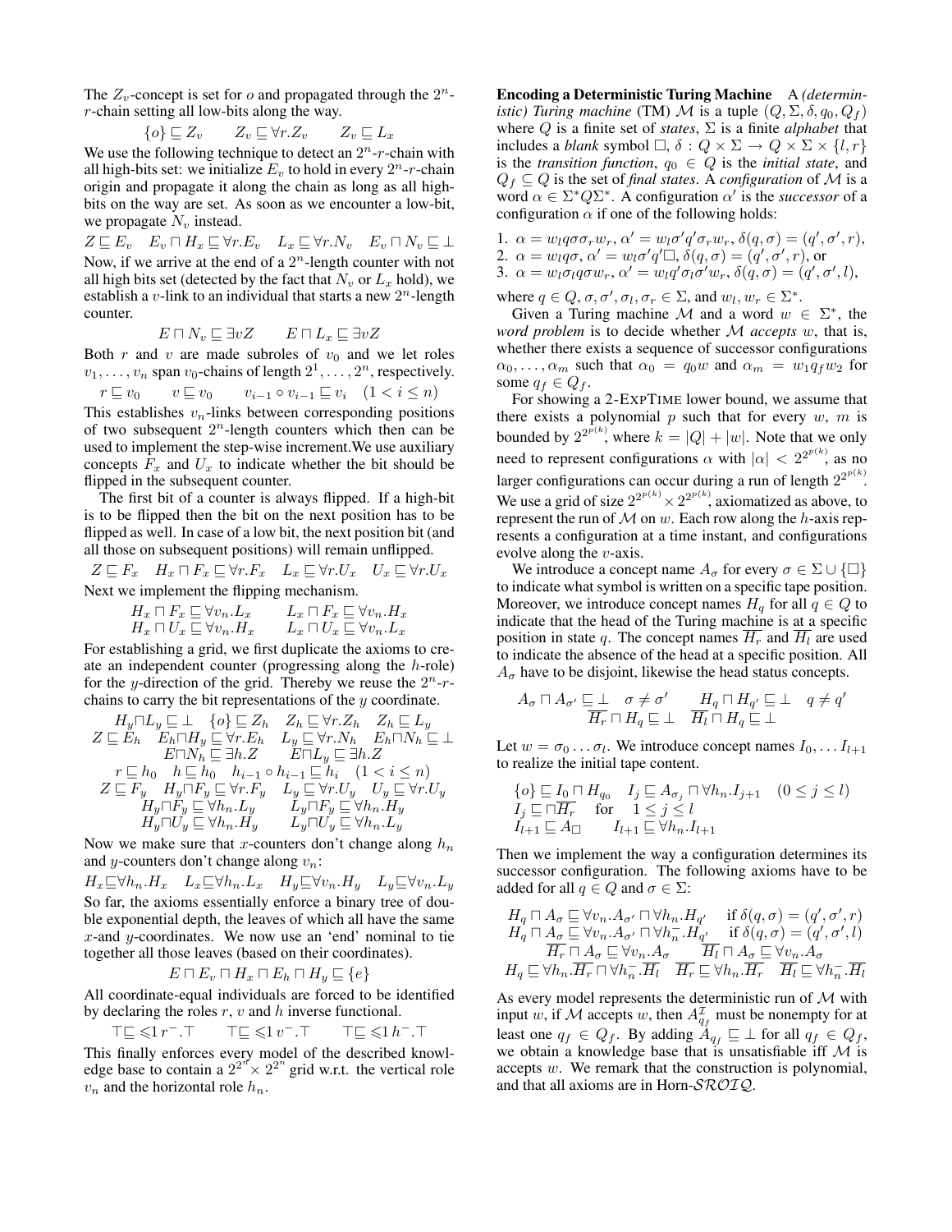The $Z_v$-concept is set for $o$ and propagated through the $2^n$-$r$-chain setting all low-bits along the way.

$$\{o\} \sqsubseteq Z_v \qquad Z_v \sqsubseteq \forall r.Z_v \qquad Z_v \sqsubseteq L_x$$

We use the following technique to detect an $2^n$-$r$-chain with all high-bits set: we initialize $E_v$ to hold in every $2^n$-$r$-chain origin and propagate it along the chain as long as all high-bits on the way are set. As soon as we encounter a low-bit, we propagate $N_v$ instead.

$$Z \sqsubseteq E_v \quad E_v \sqcap H_x \sqsubseteq \forall r.E_v \quad L_x \sqsubseteq \forall r.N_v \quad E_v \sqcap N_v \sqsubseteq \bot$$

Now, if we arrive at the end of a $2^n$-length counter with not all high bits set (detected by the fact that $N_v$ or $L_x$ hold), we establish a $v$-link to an individual that starts a new $2^n$-length counter.

$$E \sqcap N_v \sqsubseteq \exists vZ \qquad E \sqcap L_x \sqsubseteq \exists vZ$$

Both $r$ and $v$ are made subroles of $v_0$ and we let roles $v_1, \ldots, v_n$ span $v_0$-chains of length $2^1, \ldots, 2^n$, respectively.

$$r \sqsubseteq v_0 \qquad v \sqsubseteq v_0 \qquad v_{i-1} \circ v_{i-1} \sqsubseteq v_i \quad (1 < i \leq n)$$

This establishes $v_n$-links between corresponding positions of two subsequent $2^n$-length counters which then can be used to implement the step-wise increment.We use auxiliary concepts $F_x$ and $U_x$ to indicate whether the bit should be flipped in the subsequent counter.

The first bit of a counter is always flipped. If a high-bit is to be flipped then the bit on the next position has to be flipped as well. In case of a low bit, the next position bit (and all those on subsequent positions) will remain unflipped.

$$Z \sqsubseteq F_x \quad H_x \sqcap F_x \sqsubseteq \forall r.F_x \quad L_x \sqsubseteq \forall r.U_x \quad U_x \sqsubseteq \forall r.U_x$$

Next we implement the flipping mechanism.

$$\begin{array}{ll} H_x \sqcap F_x \sqsubseteq \forall v_n.L_x & L_x \sqcap F_x \sqsubseteq \forall v_n.H_x \\ H_x \sqcap U_x \sqsubseteq \forall v_n.H_x & L_x \sqcap U_x \sqsubseteq \forall v_n.L_x \end{array}$$

For establishing a grid, we first duplicate the axioms to create an independent counter (progressing along the $h$-role) for the $y$-direction of the grid. Thereby we reuse the $2^n$-$r$-chains to carry the bit representations of the $y$ coordinate.

$$\begin{array}{c} H_y \sqcap L_y \sqsubseteq \bot \quad \{o\} \sqsubseteq Z_h \quad Z_h \sqsubseteq \forall r.Z_h \quad Z_h \sqsubseteq L_y \\ Z \sqsubseteq E_h \quad E_h \sqcap H_y \sqsubseteq \forall r.E_h \quad L_y \sqsubseteq \forall r.N_h \quad E_h \sqcap N_h \sqsubseteq \bot \\ E \sqcap N_h \sqsubseteq \exists h.Z \qquad E \sqcap L_y \sqsubseteq \exists h.Z \\ r \sqsubseteq h_0 \quad h \sqsubseteq h_0 \quad h_{i-1} \circ h_{i-1} \sqsubseteq h_i \quad (1 < i \leq n) \\ Z \sqsubseteq F_y \quad H_y \sqcap F_y \sqsubseteq \forall r.F_y \quad L_y \sqsubseteq \forall r.U_y \quad U_y \sqsubseteq \forall r.U_y \\ H_y \sqcap F_y \sqsubseteq \forall h_n.L_y \qquad L_y \sqcap F_y \sqsubseteq \forall h_n.H_y \\ H_y \sqcap U_y \sqsubseteq \forall h_n.H_y \qquad L_y \sqcap U_y \sqsubseteq \forall h_n.L_y \end{array}$$

Now we make sure that $x$-counters don't change along $h_n$ and $y$-counters don't change along $v_n$:

$$H_x \sqsubseteq \forall h_n.H_x \quad L_x \sqsubseteq \forall h_n.L_x \quad H_y \sqsubseteq \forall v_n.H_y \quad L_y \sqsubseteq \forall v_n.L_y$$

So far, the axioms essentially enforce a binary tree of double exponential depth, the leaves of which all have the same $x$-and $y$-coordinates. We now use an 'end' nominal to tie together all those leaves (based on their coordinates).

$$E \sqcap E_v \sqcap H_x \sqcap E_h \sqcap H_y \sqsubseteq \{e\}$$

All coordinate-equal individuals are forced to be identified by declaring the roles $r$, $v$ and $h$ inverse functional.

$$\top \sqsubseteq \leqslant 1\, r^-.\top \qquad \top \sqsubseteq \leqslant 1\, v^-.\top \qquad \top \sqsubseteq \leqslant 1\, h^-.\top$$

This finally enforces every model of the described knowledge base to contain a $2^{2^n} \times 2^{2^n}$ grid w.r.t. the vertical role $v_n$ and the horizontal role $h_n$.

**Encoding a Deterministic Turing Machine** A *(deterministic) Turing machine* (TM) $\mathcal{M}$ is a tuple $(Q, \Sigma, \delta, q_0, Q_f)$ where $Q$ is a finite set of *states*, $\Sigma$ is a finite *alphabet* that includes a *blank* symbol $\Box$, $\delta : Q \times \Sigma \rightarrow Q \times \Sigma \times \{l, r\}$ is the *transition function*, $q_0 \in Q$ is the *initial state*, and $Q_f \subseteq Q$ is the set of *final states*. A *configuration* of $\mathcal{M}$ is a word $\alpha \in \Sigma^* Q \Sigma^*$. A configuration $\alpha'$ is the *successor* of a configuration $\alpha$ if one of the following holds:

1. $\alpha = w_l q \sigma \sigma_r w_r$, $\alpha' = w_l \sigma' q' \sigma_r w_r$, $\delta(q, \sigma) = (q', \sigma', r)$,
2. $\alpha = w_l q \sigma$, $\alpha' = w_l \sigma' q' \Box$, $\delta(q, \sigma) = (q', \sigma', r)$, or
3. $\alpha = w_l \sigma_l q \sigma w_r$, $\alpha' = w_l q' \sigma_l \sigma' w_r$, $\delta(q, \sigma) = (q', \sigma', l)$,

where $q \in Q$, $\sigma, \sigma', \sigma_l, \sigma_r \in \Sigma$, and $w_l, w_r \in \Sigma^*$.

Given a Turing machine $\mathcal{M}$ and a word $w \in \Sigma^*$, the *word problem* is to decide whether $\mathcal{M}$ *accepts* $w$, that is, whether there exists a sequence of successor configurations $\alpha_0, \ldots, \alpha_m$ such that $\alpha_0 = q_0 w$ and $\alpha_m = w_1 q_f w_2$ for some $q_f \in Q_f$.

For showing a 2-ExpTime lower bound, we assume that there exists a polynomial $p$ such that for every $w$, $m$ is bounded by $2^{2^{p(k)}}$, where $k = |Q| + |w|$. Note that we only need to represent configurations $\alpha$ with $|\alpha| < 2^{2^{p(k)}}$, as no larger configurations can occur during a run of length $2^{2^{p(k)}}$. We use a grid of size $2^{2^{p(k)}} \times 2^{2^{p(k)}}$, axiomatized as above, to represent the run of $\mathcal{M}$ on $w$. Each row along the $h$-axis represents a configuration at a time instant, and configurations evolve along the $v$-axis.

We introduce a concept name $A_\sigma$ for every $\sigma \in \Sigma \cup \{\Box\}$ to indicate what symbol is written on a specific tape position. Moreover, we introduce concept names $H_q$ for all $q \in Q$ to indicate that the head of the Turing machine is at a specific position in state $q$. The concept names $\overline{H_r}$ and $\overline{H_l}$ are used to indicate the absence of the head at a specific position. All $A_\sigma$ have to be disjoint, likewise the head status concepts.

$$\begin{array}{c} A_\sigma \sqcap A_{\sigma'} \sqsubseteq \bot \quad \sigma \neq \sigma' \qquad H_q \sqcap H_{q'} \sqsubseteq \bot \quad q \neq q' \\ \overline{H_r} \sqcap H_q \sqsubseteq \bot \quad \overline{H_l} \sqcap H_q \sqsubseteq \bot \end{array}$$

Let $w = \sigma_0 \ldots \sigma_l$. We introduce concept names $I_0, \ldots I_{l+1}$ to realize the initial tape content.

$$\begin{array}{l} \{o\} \sqsubseteq I_0 \sqcap H_{q_0} \quad I_j \sqsubseteq A_{\sigma_j} \sqcap \forall h_n.I_{j+1} \quad (0 \leq j \leq l) \\ I_j \sqsubseteq \sqcap \overline{H_r} \quad \text{for} \quad 1 \leq j \leq l \\ I_{l+1} \sqsubseteq A_\Box \qquad I_{l+1} \sqsubseteq \forall h_n.I_{l+1} \end{array}$$

Then we implement the way a configuration determines its successor configuration. The following axioms have to be added for all $q \in Q$ and $\sigma \in \Sigma$:

$$\begin{array}{c} H_q \sqcap A_\sigma \sqsubseteq \forall v_n.A_{\sigma'} \sqcap \forall h_n.H_{q'} \quad \text{if } \delta(q, \sigma) = (q', \sigma', r) \\ H_q \sqcap A_\sigma \sqsubseteq \forall v_n.A_{\sigma'} \sqcap \forall h_n^-.H_{q'} \quad \text{if } \delta(q, \sigma) = (q', \sigma', l) \\ \overline{H_r} \sqcap A_\sigma \sqsubseteq \forall v_n.A_\sigma \qquad \overline{H_l} \sqcap A_\sigma \sqsubseteq \forall v_n.A_\sigma \\ H_q \sqsubseteq \forall h_n.\overline{H_r} \sqcap \forall h_n^-.\overline{H_l} \quad \overline{H_r} \sqsubseteq \forall h_n.\overline{H_r} \quad \overline{H_l} \sqsubseteq \forall h_n^-.\overline{H_l} \end{array}$$

As every model represents the deterministic run of $\mathcal{M}$ with input $w$, if $\mathcal{M}$ accepts $w$, then $A_{q_f}^{\mathcal{I}}$ must be nonempty for at least one $q_f \in Q_f$. By adding $A_{q_f} \sqsubseteq \bot$ for all $q_f \in Q_f$, we obtain a knowledge base that is unsatisfiable iff $\mathcal{M}$ is accepts $w$. We remark that the construction is polynomial, and that all axioms are in Horn-$\mathcal{SROIQ}$.